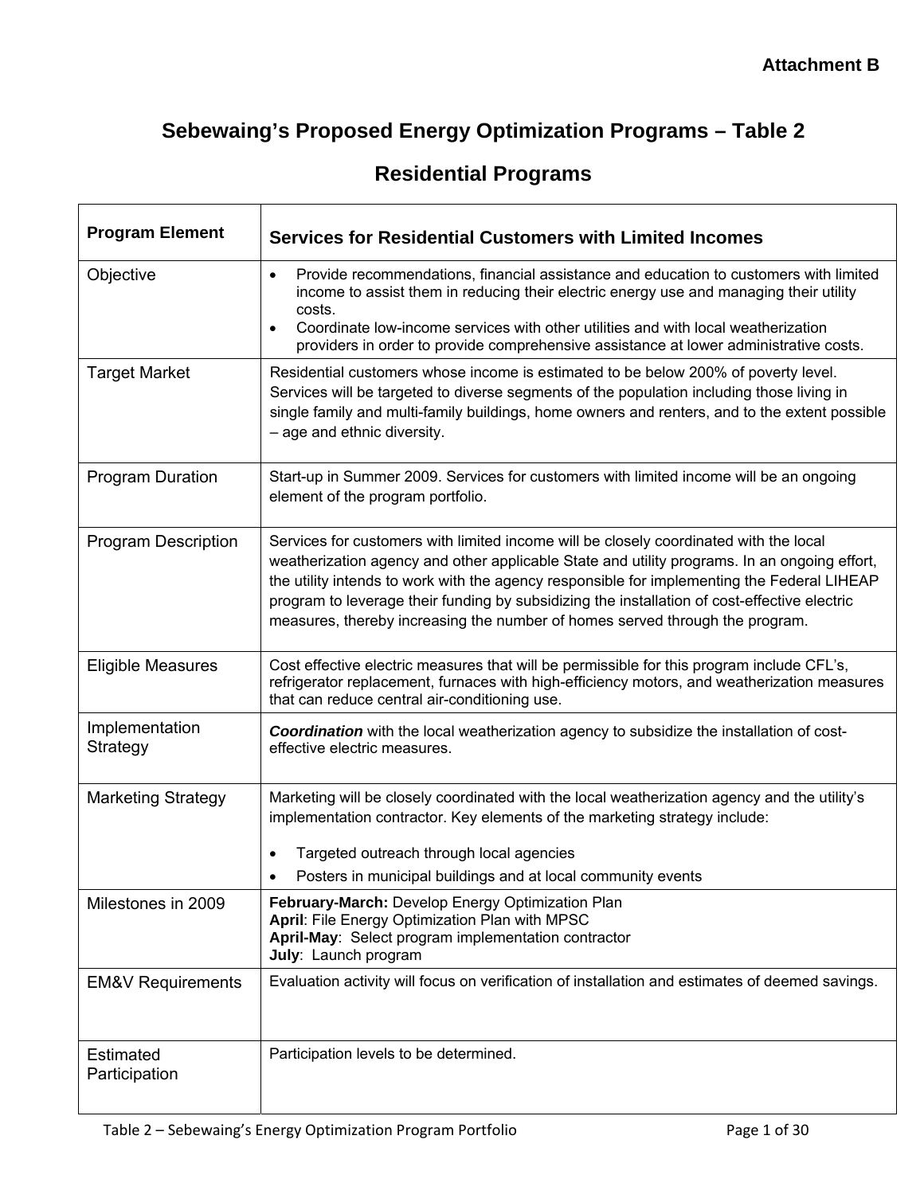**Attachment B**

# Sebewaing's Proposed Energy Optimization Programs – Table 2

## Residential Programs

| Program Element | Services for Residential Customers with Limited Incomes |
|---|---|
| Objective | • Provide recommendations, financial assistance and education to customers with limited income to assist them in reducing their electric energy use and managing their utility costs.<br>• Coordinate low-income services with other utilities and with local weatherization providers in order to provide comprehensive assistance at lower administrative costs. |
| Target Market | Residential customers whose income is estimated to be below 200% of poverty level. Services will be targeted to diverse segments of the population including those living in single family and multi-family buildings, home owners and renters, and to the extent possible – age and ethnic diversity. |
| Program Duration | Start-up in Summer 2009. Services for customers with limited income will be an ongoing element of the program portfolio. |
| Program Description | Services for customers with limited income will be closely coordinated with the local weatherization agency and other applicable State and utility programs. In an ongoing effort, the utility intends to work with the agency responsible for implementing the Federal LIHEAP program to leverage their funding by subsidizing the installation of cost-effective electric measures, thereby increasing the number of homes served through the program. |
| Eligible Measures | Cost effective electric measures that will be permissible for this program include CFL's, refrigerator replacement, furnaces with high-efficiency motors, and weatherization measures that can reduce central air-conditioning use. |
| Implementation Strategy | ***Coordination*** with the local weatherization agency to subsidize the installation of cost-effective electric measures. |
| Marketing Strategy | Marketing will be closely coordinated with the local weatherization agency and the utility's implementation contractor. Key elements of the marketing strategy include:<br>• Targeted outreach through local agencies<br>• Posters in municipal buildings and at local community events |
| Milestones in 2009 | **February-March:** Develop Energy Optimization Plan<br>**April**: File Energy Optimization Plan with MPSC<br>**April-May**: Select program implementation contractor<br>**July**: Launch program |
| EM&V Requirements | Evaluation activity will focus on verification of installation and estimates of deemed savings. |
| Estimated Participation | Participation levels to be determined. |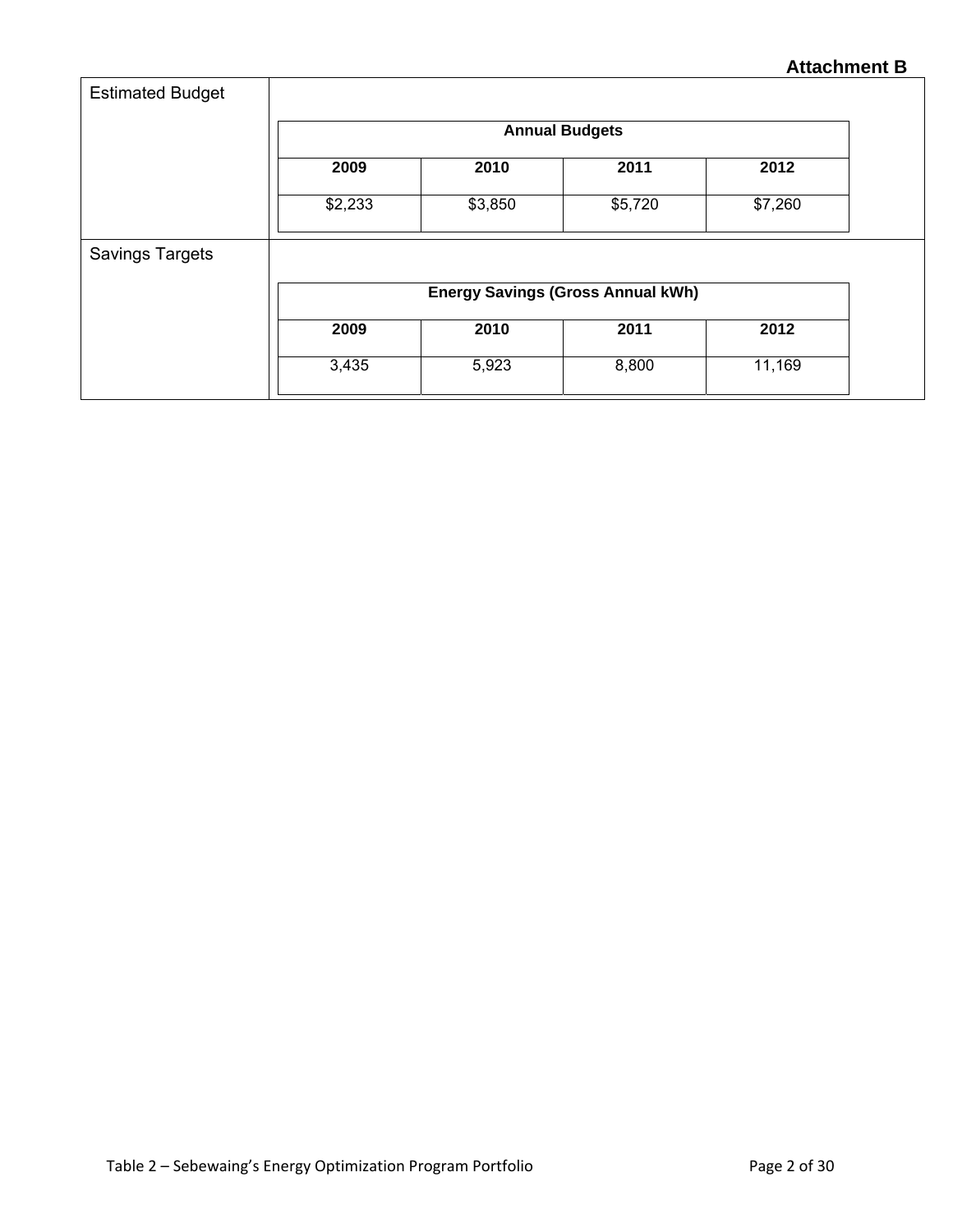**Attachment B**

| | | | | |
|---|---|---|---|---|
| Estimated Budget | **Annual Budgets** | | | |
| | **2009** | **2010** | **2011** | **2012** |
| | $2,233 | $3,850 | $5,720 | $7,260 |
| Savings Targets | **Energy Savings (Gross Annual kWh)** | | | |
| | **2009** | **2010** | **2011** | **2012** |
| | 3,435 | 5,923 | 8,800 | 11,169 |

Table 2 – Sebewaing's Energy Optimization Program Portfolio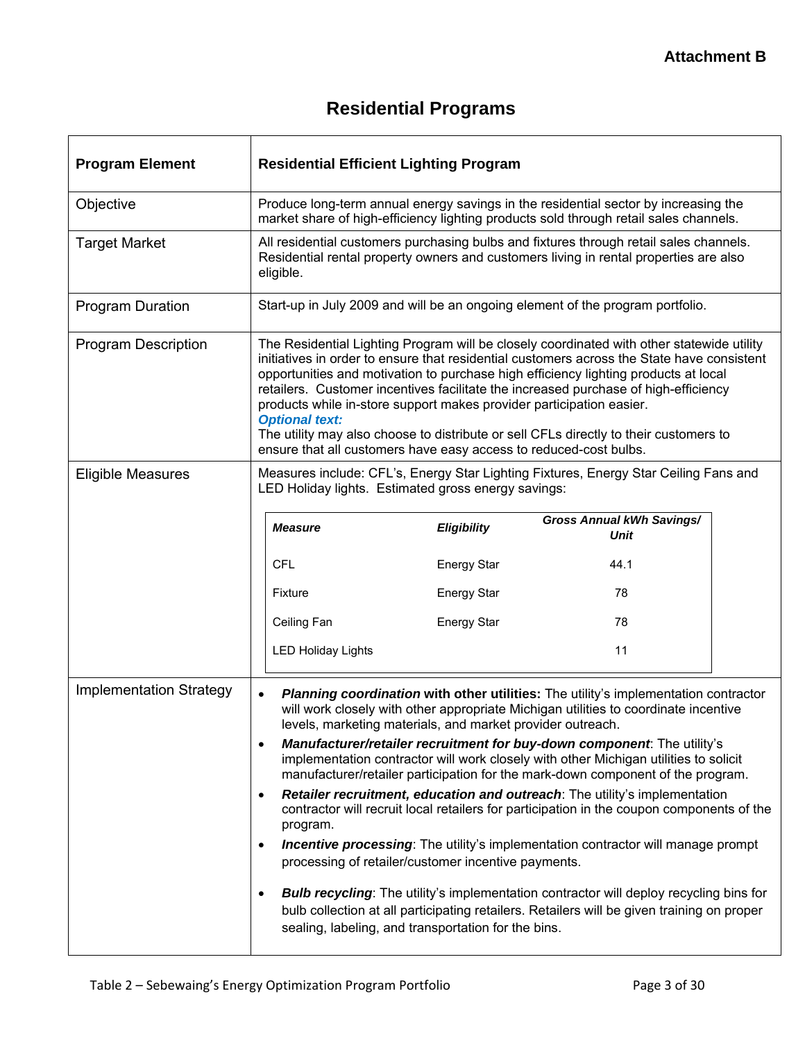Attachment B

# Residential Programs

| **Program Element** | **Residential Efficient Lighting Program** |
|---|---|
| Objective | Produce long-term annual energy savings in the residential sector by increasing the market share of high-efficiency lighting products sold through retail sales channels. |
| Target Market | All residential customers purchasing bulbs and fixtures through retail sales channels. Residential rental property owners and customers living in rental properties are also eligible. |
| Program Duration | Start-up in July 2009 and will be an ongoing element of the program portfolio. |
| Program Description | The Residential Lighting Program will be closely coordinated with other statewide utility initiatives in order to ensure that residential customers across the State have consistent opportunities and motivation to purchase high efficiency lighting products at local retailers. Customer incentives facilitate the increased purchase of high-efficiency products while in-store support makes provider participation easier.<br>***Optional text:***<br>The utility may also choose to distribute or sell CFLs directly to their customers to ensure that all customers have easy access to reduced-cost bulbs. |
| Eligible Measures | Measures include: CFL's, Energy Star Lighting Fixtures, Energy Star Ceiling Fans and LED Holiday lights. Estimated gross energy savings:<br><br>***Measure*** / ***Eligibility*** / ***Gross Annual kWh Savings/ Unit***<br>CFL / Energy Star / 44.1<br>Fixture / Energy Star / 78<br>Ceiling Fan / Energy Star / 78<br>LED Holiday Lights / / 11 |
| Implementation Strategy | • ***Planning coordination*** **with other utilities:** The utility's implementation contractor will work closely with other appropriate Michigan utilities to coordinate incentive levels, marketing materials, and market provider outreach.<br>• ***Manufacturer/retailer recruitment for buy-down component***: The utility's implementation contractor will work closely with other Michigan utilities to solicit manufacturer/retailer participation for the mark-down component of the program.<br>• ***Retailer recruitment, education and outreach***: The utility's implementation contractor will recruit local retailers for participation in the coupon components of the program.<br>• ***Incentive processing***: The utility's implementation contractor will manage prompt processing of retailer/customer incentive payments.<br>• ***Bulb recycling***: The utility's implementation contractor will deploy recycling bins for bulb collection at all participating retailers. Retailers will be given training on proper sealing, labeling, and transportation for the bins. |

Table 2 – Sebewaing's Energy Optimization Program Portfolio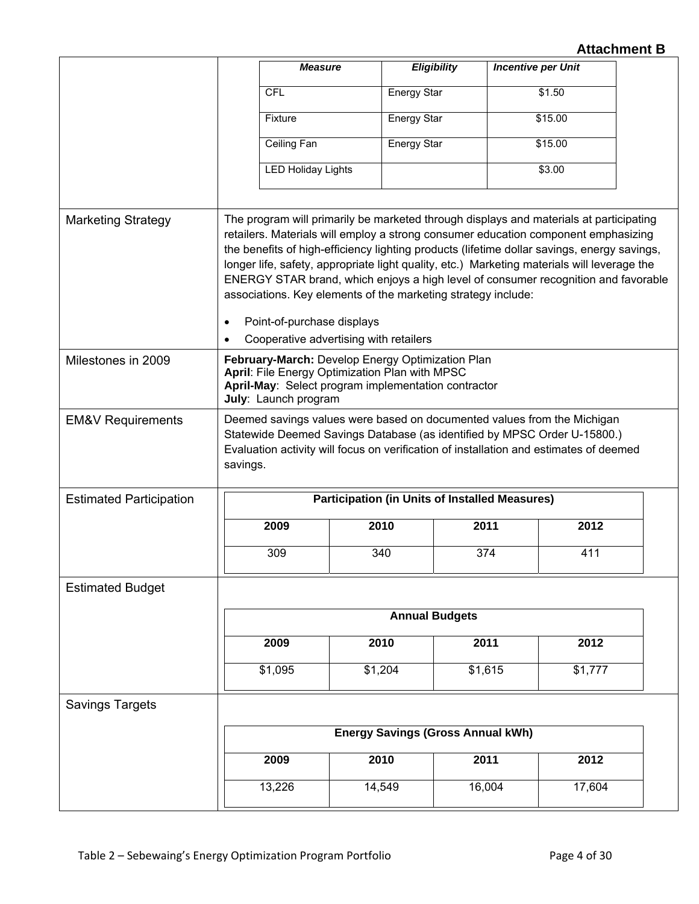**Attachment B**

| | |
|---|---|
| | <table><tr><th>*Measure*</th><th>*Eligibility*</th><th>*Incentive per Unit*</th></tr><tr><td>CFL</td><td>Energy Star</td><td>$1.50</td></tr><tr><td>Fixture</td><td>Energy Star</td><td>$15.00</td></tr><tr><td>Ceiling Fan</td><td>Energy Star</td><td>$15.00</td></tr><tr><td>LED Holiday Lights</td><td></td><td>$3.00</td></tr></table> |
| Marketing Strategy | The program will primarily be marketed through displays and materials at participating retailers. Materials will employ a strong consumer education component emphasizing the benefits of high-efficiency lighting products (lifetime dollar savings, energy savings, longer life, safety, appropriate light quality, etc.) Marketing materials will leverage the ENERGY STAR brand, which enjoys a high level of consumer recognition and favorable associations. Key elements of the marketing strategy include:<br>• Point-of-purchase displays<br>• Cooperative advertising with retailers |
| Milestones in 2009 | **February-March:** Develop Energy Optimization Plan<br>**April**: File Energy Optimization Plan with MPSC<br>**April-May**: Select program implementation contractor<br>**July**: Launch program |
| EM&V Requirements | Deemed savings values were based on documented values from the Michigan Statewide Deemed Savings Database (as identified by MPSC Order U-15800.) Evaluation activity will focus on verification of installation and estimates of deemed savings. |
| Estimated Participation | **Participation (in Units of Installed Measures)**<br><table><tr><th>2009</th><th>2010</th><th>2011</th><th>2012</th></tr><tr><td>309</td><td>340</td><td>374</td><td>411</td></tr></table> |
| Estimated Budget | **Annual Budgets**<br><table><tr><th>2009</th><th>2010</th><th>2011</th><th>2012</th></tr><tr><td>$1,095</td><td>$1,204</td><td>$1,615</td><td>$1,777</td></tr></table> |
| Savings Targets | **Energy Savings (Gross Annual kWh)**<br><table><tr><th>2009</th><th>2010</th><th>2011</th><th>2012</th></tr><tr><td>13,226</td><td>14,549</td><td>16,004</td><td>17,604</td></tr></table> |

Table 2 – Sebewaing's Energy Optimization Program Portfolio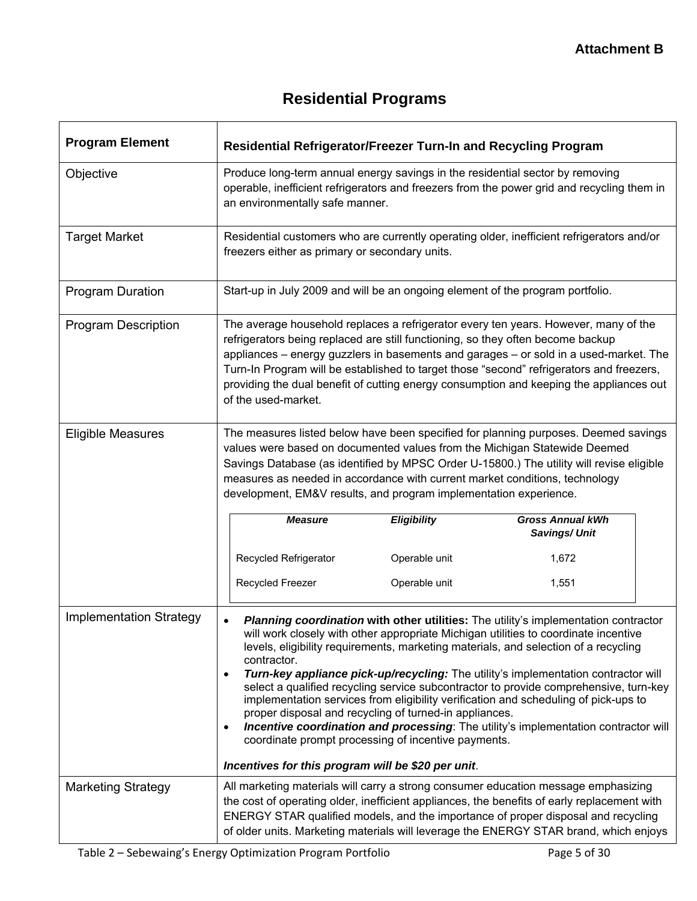**Attachment B**

# Residential Programs

| Program Element | Residential Refrigerator/Freezer Turn-In and Recycling Program |
|---|---|
| Objective | Produce long-term annual energy savings in the residential sector by removing operable, inefficient refrigerators and freezers from the power grid and recycling them in an environmentally safe manner. |
| Target Market | Residential customers who are currently operating older, inefficient refrigerators and/or freezers either as primary or secondary units. |
| Program Duration | Start-up in July 2009 and will be an ongoing element of the program portfolio. |
| Program Description | The average household replaces a refrigerator every ten years. However, many of the refrigerators being replaced are still functioning, so they often become backup appliances – energy guzzlers in basements and garages – or sold in a used-market. The Turn-In Program will be established to target those "second" refrigerators and freezers, providing the dual benefit of cutting energy consumption and keeping the appliances out of the used-market. |
| Eligible Measures | The measures listed below have been specified for planning purposes. Deemed savings values were based on documented values from the Michigan Statewide Deemed Savings Database (as identified by MPSC Order U-15800.) The utility will revise eligible measures as needed in accordance with current market conditions, technology development, EM&V results, and program implementation experience.<br><br>***Measure*** / ***Eligibility*** / ***Gross Annual kWh Savings/ Unit***<br>Recycled Refrigerator / Operable unit / 1,672<br>Recycled Freezer / Operable unit / 1,551 |
| Implementation Strategy | • ***Planning coordination* with other utilities:** The utility's implementation contractor will work closely with other appropriate Michigan utilities to coordinate incentive levels, eligibility requirements, marketing materials, and selection of a recycling contractor.<br>• ***Turn-key appliance pick-up/recycling:*** The utility's implementation contractor will select a qualified recycling service subcontractor to provide comprehensive, turn-key implementation services from eligibility verification and scheduling of pick-ups to proper disposal and recycling of turned-in appliances.<br>• ***Incentive coordination and processing***: The utility's implementation contractor will coordinate prompt processing of incentive payments.<br><br>***Incentives for this program will be $20 per unit***. |
| Marketing Strategy | All marketing materials will carry a strong consumer education message emphasizing the cost of operating older, inefficient appliances, the benefits of early replacement with ENERGY STAR qualified models, and the importance of proper disposal and recycling of older units. Marketing materials will leverage the ENERGY STAR brand, which enjoys |

Table 2 – Sebewaing's Energy Optimization Program Portfolio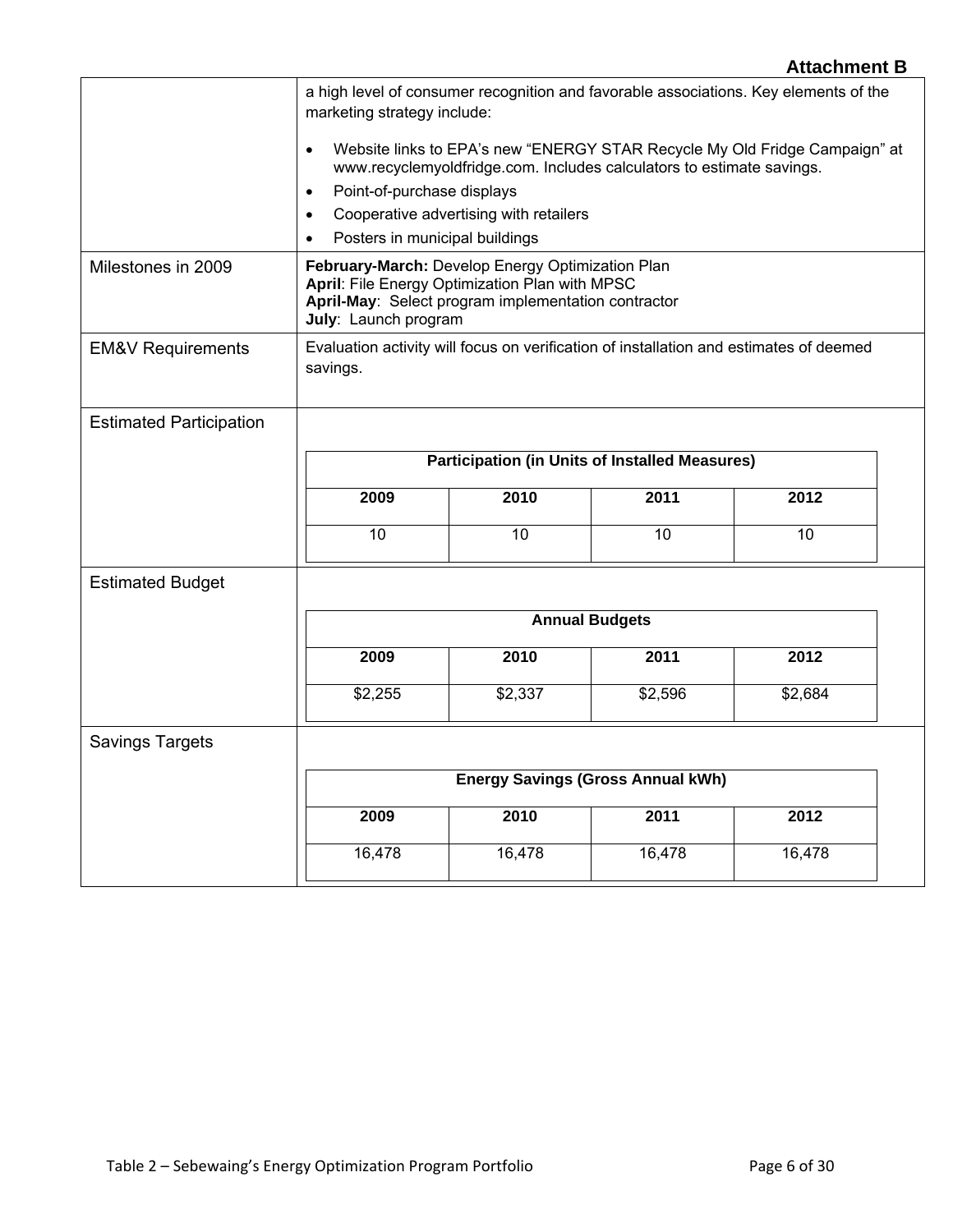**Attachment B**

| | |
|---|---|
| | a high level of consumer recognition and favorable associations. Key elements of the marketing strategy include:<br><br>• Website links to EPA's new "ENERGY STAR Recycle My Old Fridge Campaign" at www.recyclemyoldfridge.com. Includes calculators to estimate savings.<br>• Point-of-purchase displays<br>• Cooperative advertising with retailers<br>• Posters in municipal buildings |
| Milestones in 2009 | **February-March:** Develop Energy Optimization Plan<br>**April**: File Energy Optimization Plan with MPSC<br>**April-May**: Select program implementation contractor<br>**July**: Launch program |
| EM&V Requirements | Evaluation activity will focus on verification of installation and estimates of deemed savings. |
| Estimated Participation | See table below |
| Estimated Budget | See table below |
| Savings Targets | See table below |

**Estimated Participation**

| Participation (in Units of Installed Measures) | | | |
|---|---|---|---|
| **2009** | **2010** | **2011** | **2012** |
| 10 | 10 | 10 | 10 |

**Estimated Budget**

| Annual Budgets | | | |
|---|---|---|---|
| **2009** | **2010** | **2011** | **2012** |
| $2,255 | $2,337 | $2,596 | $2,684 |

**Savings Targets**

| Energy Savings (Gross Annual kWh) | | | |
|---|---|---|---|
| **2009** | **2010** | **2011** | **2012** |
| 16,478 | 16,478 | 16,478 | 16,478 |

Table 2 – Sebewaing's Energy Optimization Program Portfolio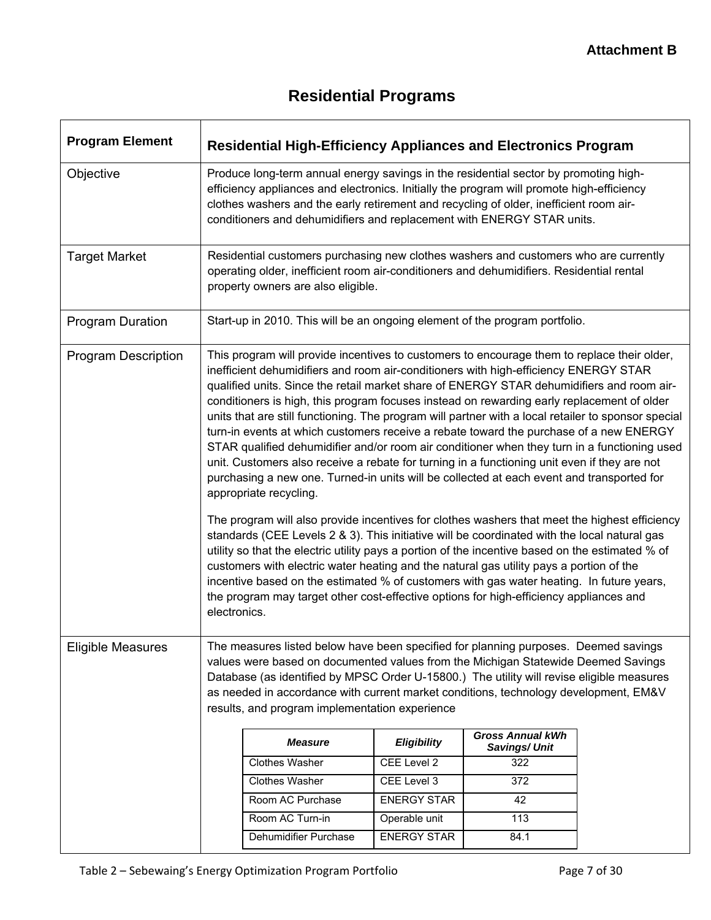**Attachment B**

# Residential Programs

| Program Element | Residential High-Efficiency Appliances and Electronics Program |
|---|---|
| Objective | Produce long-term annual energy savings in the residential sector by promoting high-efficiency appliances and electronics. Initially the program will promote high-efficiency clothes washers and the early retirement and recycling of older, inefficient room air-conditioners and dehumidifiers and replacement with ENERGY STAR units. |
| Target Market | Residential customers purchasing new clothes washers and customers who are currently operating older, inefficient room air-conditioners and dehumidifiers. Residential rental property owners are also eligible. |
| Program Duration | Start-up in 2010. This will be an ongoing element of the program portfolio. |
| Program Description | This program will provide incentives to customers to encourage them to replace their older, inefficient dehumidifiers and room air-conditioners with high-efficiency ENERGY STAR qualified units. Since the retail market share of ENERGY STAR dehumidifiers and room air-conditioners is high, this program focuses instead on rewarding early replacement of older units that are still functioning. The program will partner with a local retailer to sponsor special turn-in events at which customers receive a rebate toward the purchase of a new ENERGY STAR qualified dehumidifier and/or room air conditioner when they turn in a functioning used unit. Customers also receive a rebate for turning in a functioning unit even if they are not purchasing a new one. Turned-in units will be collected at each event and transported for appropriate recycling.<br><br>The program will also provide incentives for clothes washers that meet the highest efficiency standards (CEE Levels 2 & 3). This initiative will be coordinated with the local natural gas utility so that the electric utility pays a portion of the incentive based on the estimated % of customers with electric water heating and the natural gas utility pays a portion of the incentive based on the estimated % of customers with gas water heating. In future years, the program may target other cost-effective options for high-efficiency appliances and electronics. |
| Eligible Measures | The measures listed below have been specified for planning purposes. Deemed savings values were based on documented values from the Michigan Statewide Deemed Savings Database (as identified by MPSC Order U-15800.) The utility will revise eligible measures as needed in accordance with current market conditions, technology development, EM&V results, and program implementation experience |

| *Measure* | *Eligibility* | *Gross Annual kWh Savings/ Unit* |
|---|---|---|
| Clothes Washer | CEE Level 2 | 322 |
| Clothes Washer | CEE Level 3 | 372 |
| Room AC Purchase | ENERGY STAR | 42 |
| Room AC Turn-in | Operable unit | 113 |
| Dehumidifier Purchase | ENERGY STAR | 84.1 |

Table 2 – Sebewaing's Energy Optimization Program Portfolio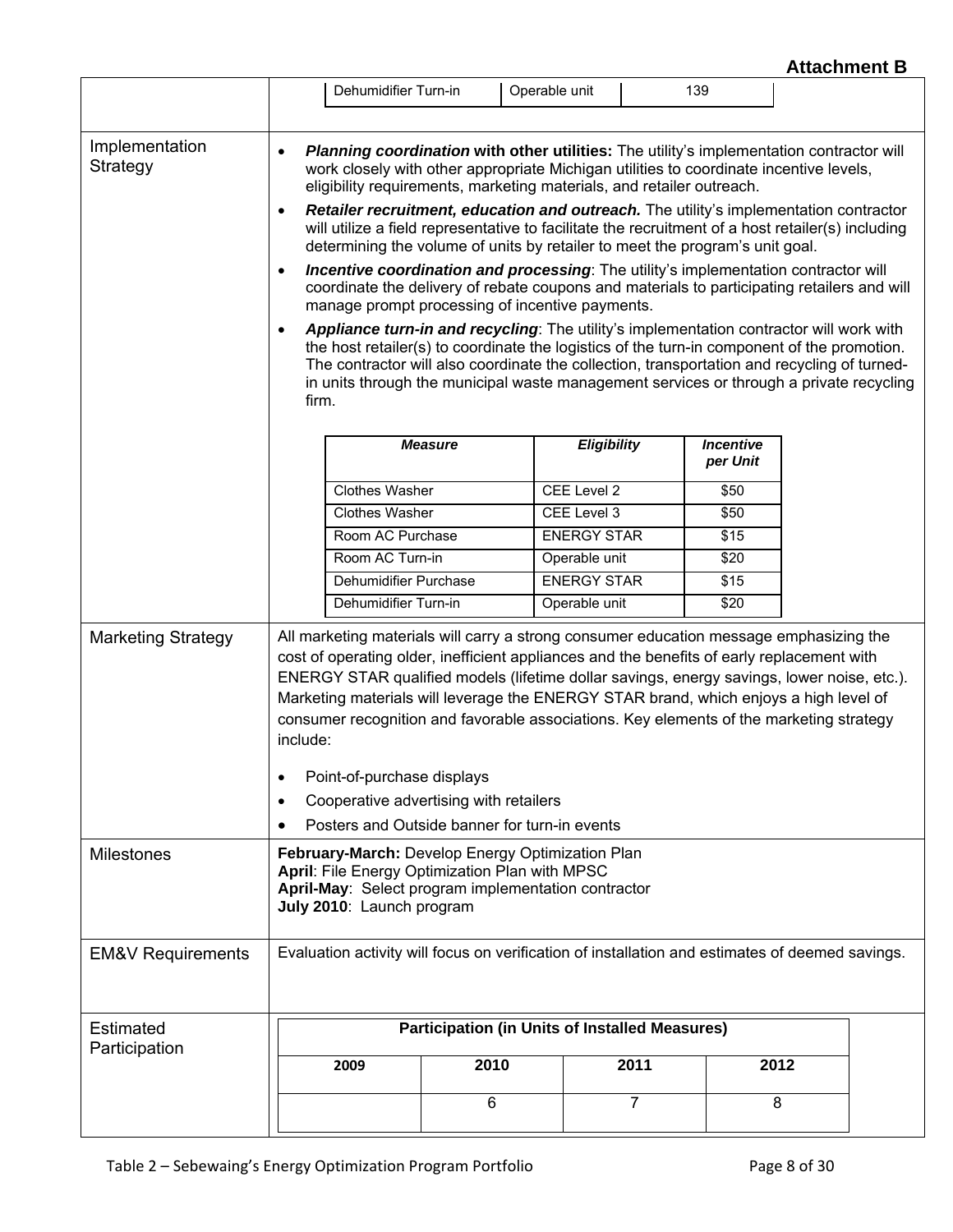**Attachment B**

| | |
|---|---|
| | Dehumidifier Turn-in \| Operable unit \| 139 |
| Implementation Strategy | • ***Planning coordination*** **with other utilities:** The utility's implementation contractor will work closely with other appropriate Michigan utilities to coordinate incentive levels, eligibility requirements, marketing materials, and retailer outreach.<br>• ***Retailer recruitment, education and outreach.*** The utility's implementation contractor will utilize a field representative to facilitate the recruitment of a host retailer(s) including determining the volume of units by retailer to meet the program's unit goal.<br>• ***Incentive coordination and processing***: The utility's implementation contractor will coordinate the delivery of rebate coupons and materials to participating retailers and will manage prompt processing of incentive payments.<br>• ***Appliance turn-in and recycling***: The utility's implementation contractor will work with the host retailer(s) to coordinate the logistics of the turn-in component of the promotion. The contractor will also coordinate the collection, transportation and recycling of turned-in units through the municipal waste management services or through a private recycling firm. |
| Marketing Strategy | All marketing materials will carry a strong consumer education message emphasizing the cost of operating older, inefficient appliances and the benefits of early replacement with ENERGY STAR qualified models (lifetime dollar savings, energy savings, lower noise, etc.). Marketing materials will leverage the ENERGY STAR brand, which enjoys a high level of consumer recognition and favorable associations. Key elements of the marketing strategy include:<br>• Point-of-purchase displays<br>• Cooperative advertising with retailers<br>• Posters and Outside banner for turn-in events |
| Milestones | **February-March:** Develop Energy Optimization Plan<br>**April**: File Energy Optimization Plan with MPSC<br>**April-May**: Select program implementation contractor<br>**July 2010**: Launch program |
| EM&V Requirements | Evaluation activity will focus on verification of installation and estimates of deemed savings. |

| *Measure* | *Eligibility* | *Incentive per Unit* |
|---|---|---|
| Clothes Washer | CEE Level 2 | $50 |
| Clothes Washer | CEE Level 3 | $50 |
| Room AC Purchase | ENERGY STAR | $15 |
| Room AC Turn-in | Operable unit | $20 |
| Dehumidifier Purchase | ENERGY STAR | $15 |
| Dehumidifier Turn-in | Operable unit | $20 |

**Estimated Participation**

| **Participation (in Units of Installed Measures)** | | | |
|---|---|---|---|
| **2009** | **2010** | **2011** | **2012** |
| | 6 | 7 | 8 |

Table 2 – Sebewaing's Energy Optimization Program Portfolio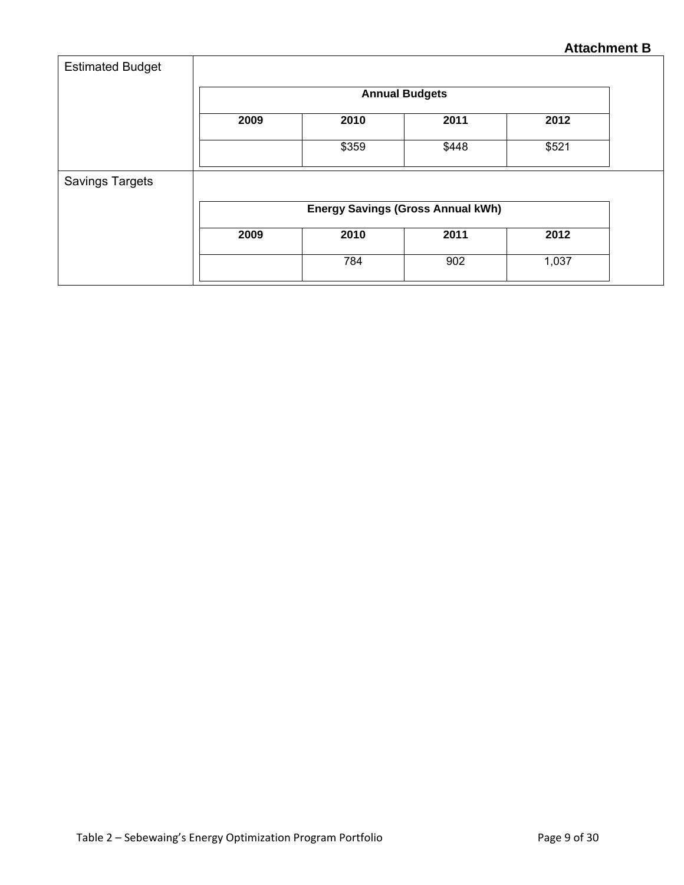**Attachment B**

| Estimated Budget | | | | |
|---|---|---|---|---|
| | **Annual Budgets** | | | |
| | **2009** | **2010** | **2011** | **2012** |
| | | $359 | $448 | $521 |
| **Savings Targets** | | | | |
| | **Energy Savings (Gross Annual kWh)** | | | |
| | **2009** | **2010** | **2011** | **2012** |
| | | 784 | 902 | 1,037 |

Table 2 – Sebewaing's Energy Optimization Program Portfolio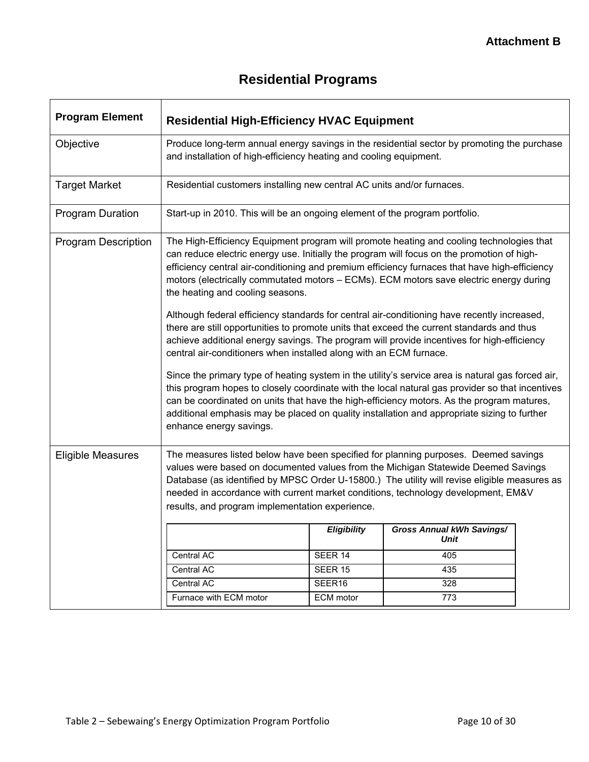**Attachment B**

# Residential Programs

| Program Element | Residential High-Efficiency HVAC Equipment |
|---|---|
| Objective | Produce long-term annual energy savings in the residential sector by promoting the purchase and installation of high-efficiency heating and cooling equipment. |
| Target Market | Residential customers installing new central AC units and/or furnaces. |
| Program Duration | Start-up in 2010. This will be an ongoing element of the program portfolio. |
| Program Description | The High-Efficiency Equipment program will promote heating and cooling technologies that can reduce electric energy use. Initially the program will focus on the promotion of high-efficiency central air-conditioning and premium efficiency furnaces that have high-efficiency motors (electrically commutated motors – ECMs). ECM motors save electric energy during the heating and cooling seasons.<br><br>Although federal efficiency standards for central air-conditioning have recently increased, there are still opportunities to promote units that exceed the current standards and thus achieve additional energy savings. The program will provide incentives for high-efficiency central air-conditioners when installed along with an ECM furnace.<br><br>Since the primary type of heating system in the utility's service area is natural gas forced air, this program hopes to closely coordinate with the local natural gas provider so that incentives can be coordinated on units that have the high-efficiency motors. As the program matures, additional emphasis may be placed on quality installation and appropriate sizing to further enhance energy savings. |
| Eligible Measures | The measures listed below have been specified for planning purposes. Deemed savings values were based on documented values from the Michigan Statewide Deemed Savings Database (as identified by MPSC Order U-15800.) The utility will revise eligible measures as needed in accordance with current market conditions, technology development, EM&V results, and program implementation experience. |

| | *Eligibility* | *Gross Annual kWh Savings/ Unit* |
|---|---|---|
| Central AC | SEER 14 | 405 |
| Central AC | SEER 15 | 435 |
| Central AC | SEER16 | 328 |
| Furnace with ECM motor | ECM motor | 773 |

Table 2 – Sebewaing's Energy Optimization Program Portfolio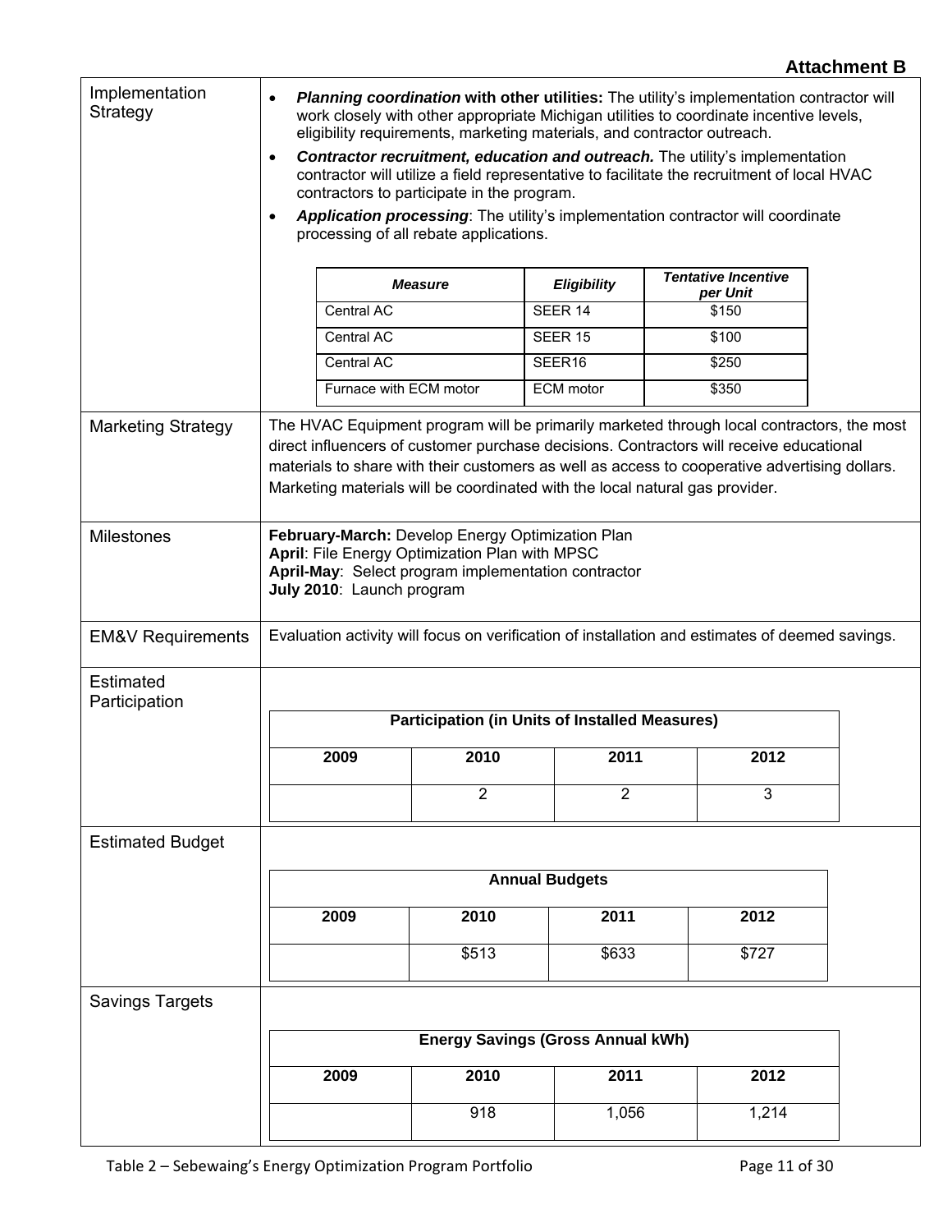**Attachment B**

| | |
|---|---|
| Implementation Strategy | • ***Planning coordination* with other utilities:** The utility's implementation contractor will work closely with other appropriate Michigan utilities to coordinate incentive levels, eligibility requirements, marketing materials, and contractor outreach.<br>• ***Contractor recruitment, education and outreach.*** The utility's implementation contractor will utilize a field representative to facilitate the recruitment of local HVAC contractors to participate in the program.<br>• ***Application processing***: The utility's implementation contractor will coordinate processing of all rebate applications. |
| Marketing Strategy | The HVAC Equipment program will be primarily marketed through local contractors, the most direct influencers of customer purchase decisions. Contractors will receive educational materials to share with their customers as well as access to cooperative advertising dollars. Marketing materials will be coordinated with the local natural gas provider. |
| Milestones | **February-March:** Develop Energy Optimization Plan<br>**April**: File Energy Optimization Plan with MPSC<br>**April-May**: Select program implementation contractor<br>**July 2010**: Launch program |
| EM&V Requirements | Evaluation activity will focus on verification of installation and estimates of deemed savings. |
| Estimated Participation | See table below |
| Estimated Budget | See table below |
| Savings Targets | See table below |

| ***Measure*** | ***Eligibility*** | ***Tentative Incentive per Unit*** |
|---|---|---|
| Central AC | SEER 14 | $150 |
| Central AC | SEER 15 | $100 |
| Central AC | SEER16 | $250 |
| Furnace with ECM motor | ECM motor | $350 |

**Estimated Participation**

| **Participation (in Units of Installed Measures)** | | | |
|---|---|---|---|
| **2009** | **2010** | **2011** | **2012** |
| | 2 | 2 | 3 |

**Estimated Budget**

| **Annual Budgets** | | | |
|---|---|---|---|
| **2009** | **2010** | **2011** | **2012** |
| | $513 | $633 | $727 |

**Savings Targets**

| **Energy Savings (Gross Annual kWh)** | | | |
|---|---|---|---|
| **2009** | **2010** | **2011** | **2012** |
| | 918 | 1,056 | 1,214 |

Table 2 – Sebewaing's Energy Optimization Program Portfolio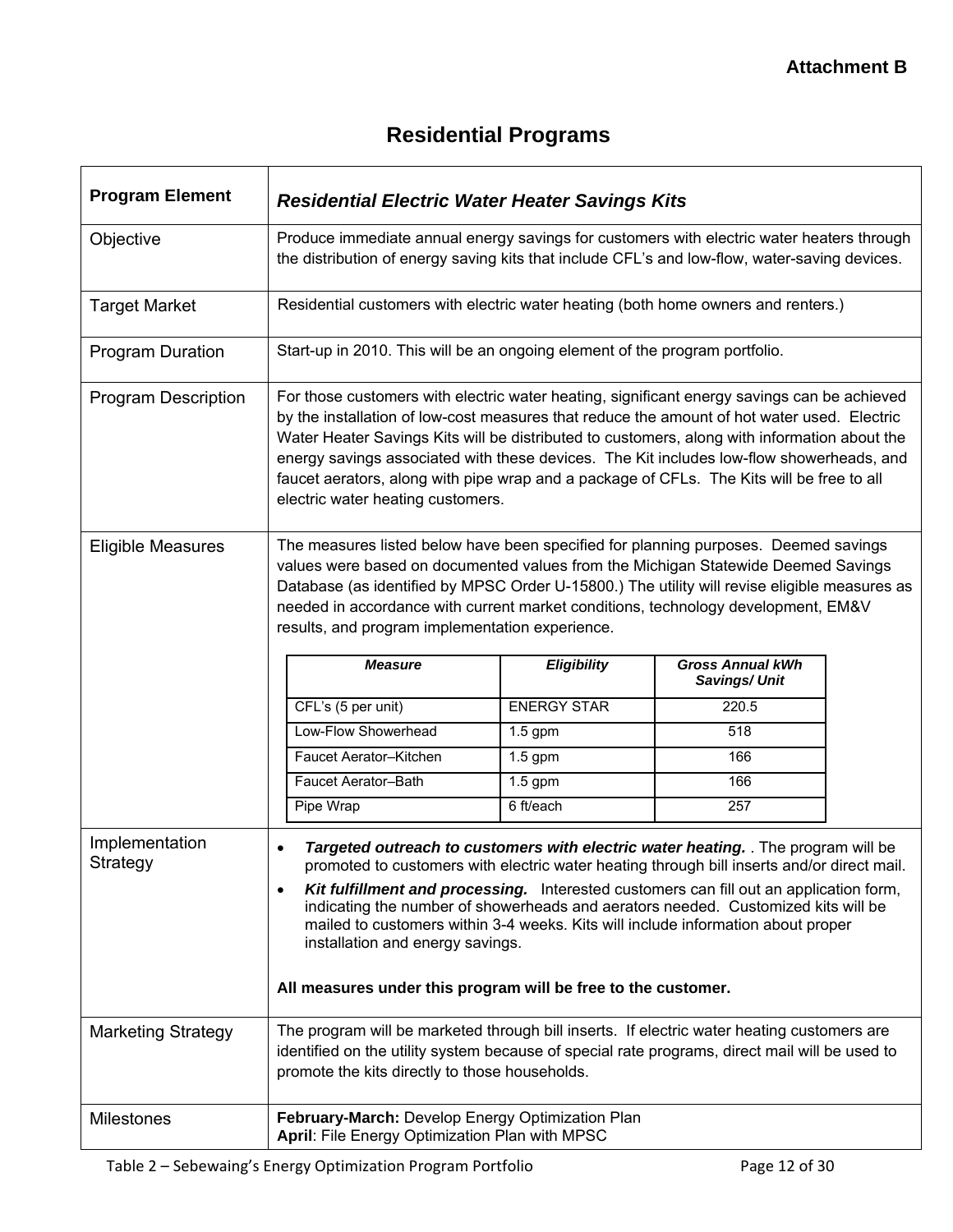**Attachment B**

# Residential Programs

| Program Element | *Residential Electric Water Heater Savings Kits* |
|---|---|
| Objective | Produce immediate annual energy savings for customers with electric water heaters through the distribution of energy saving kits that include CFL's and low-flow, water-saving devices. |
| Target Market | Residential customers with electric water heating (both home owners and renters.) |
| Program Duration | Start-up in 2010. This will be an ongoing element of the program portfolio. |
| Program Description | For those customers with electric water heating, significant energy savings can be achieved by the installation of low-cost measures that reduce the amount of hot water used. Electric Water Heater Savings Kits will be distributed to customers, along with information about the energy savings associated with these devices. The Kit includes low-flow showerheads, and faucet aerators, along with pipe wrap and a package of CFLs. The Kits will be free to all electric water heating customers. |
| Eligible Measures | The measures listed below have been specified for planning purposes. Deemed savings values were based on documented values from the Michigan Statewide Deemed Savings Database (as identified by MPSC Order U-15800.) The utility will revise eligible measures as needed in accordance with current market conditions, technology development, EM&V results, and program implementation experience. (See measures table below.) |
| Implementation Strategy | • ***Targeted outreach to customers with electric water heating.*** . The program will be promoted to customers with electric water heating through bill inserts and/or direct mail.<br>• ***Kit fulfillment and processing.*** Interested customers can fill out an application form, indicating the number of showerheads and aerators needed. Customized kits will be mailed to customers within 3-4 weeks. Kits will include information about proper installation and energy savings.<br><br>**All measures under this program will be free to the customer.** |
| Marketing Strategy | The program will be marketed through bill inserts. If electric water heating customers are identified on the utility system because of special rate programs, direct mail will be used to promote the kits directly to those households. |
| Milestones | **February-March:** Develop Energy Optimization Plan<br>**April**: File Energy Optimization Plan with MPSC |

| *Measure* | *Eligibility* | *Gross Annual kWh Savings/ Unit* |
|---|---|---|
| CFL's (5 per unit) | ENERGY STAR | 220.5 |
| Low-Flow Showerhead | 1.5 gpm | 518 |
| Faucet Aerator–Kitchen | 1.5 gpm | 166 |
| Faucet Aerator–Bath | 1.5 gpm | 166 |
| Pipe Wrap | 6 ft/each | 257 |

Table 2 – Sebewaing's Energy Optimization Program Portfolio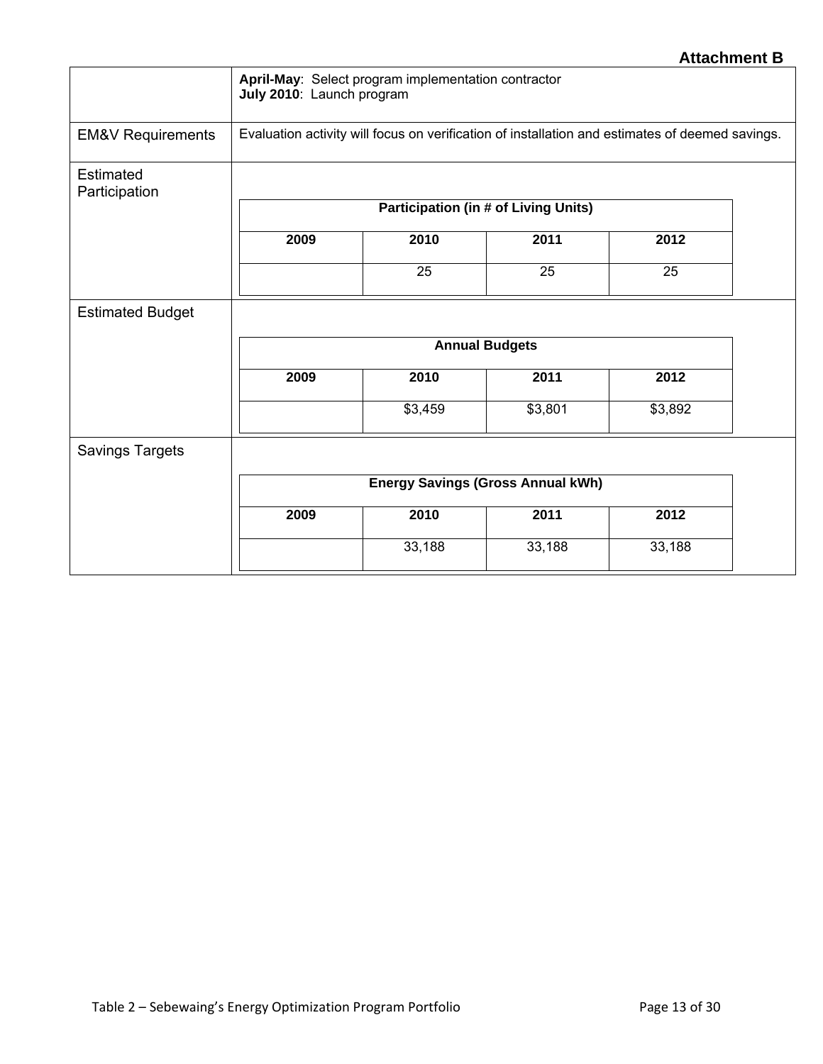**Attachment B**

| | |
|---|---|
| | **April-May**: Select program implementation contractor<br>**July 2010**: Launch program |
| EM&V Requirements | Evaluation activity will focus on verification of installation and estimates of deemed savings. |
| Estimated Participation | See table below |
| Estimated Budget | See table below |
| Savings Targets | See table below |

**Estimated Participation**

| **Participation (in # of Living Units)** | | | |
|---|---|---|---|
| **2009** | **2010** | **2011** | **2012** |
| | 25 | 25 | 25 |

**Estimated Budget**

| **Annual Budgets** | | | |
|---|---|---|---|
| **2009** | **2010** | **2011** | **2012** |
| | $3,459 | $3,801 | $3,892 |

**Savings Targets**

| **Energy Savings (Gross Annual kWh)** | | | |
|---|---|---|---|
| **2009** | **2010** | **2011** | **2012** |
| | 33,188 | 33,188 | 33,188 |

Table 2 – Sebewaing's Energy Optimization Program Portfolio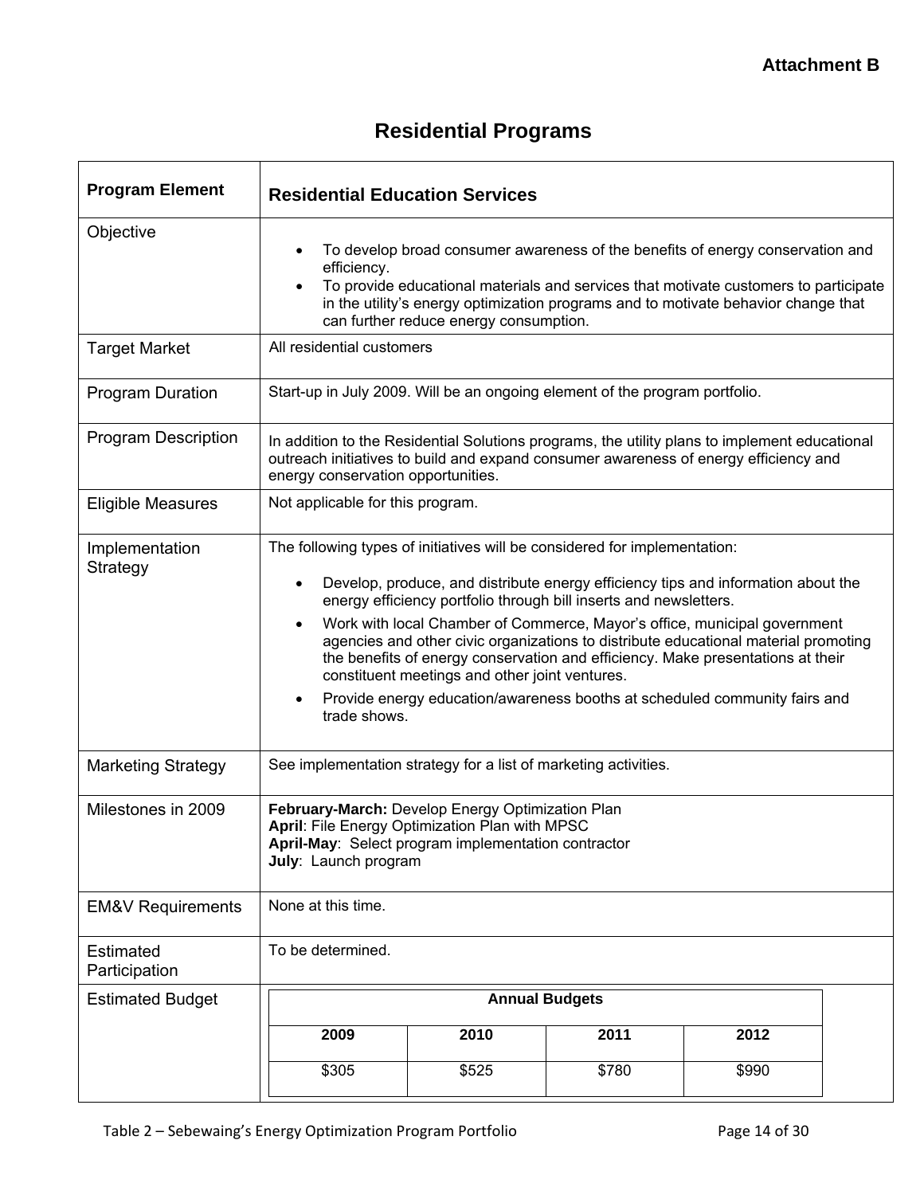**Attachment B**

# Residential Programs

| Program Element | Residential Education Services |
|---|---|
| Objective | • To develop broad consumer awareness of the benefits of energy conservation and efficiency.<br>• To provide educational materials and services that motivate customers to participate in the utility's energy optimization programs and to motivate behavior change that can further reduce energy consumption. |
| Target Market | All residential customers |
| Program Duration | Start-up in July 2009. Will be an ongoing element of the program portfolio. |
| Program Description | In addition to the Residential Solutions programs, the utility plans to implement educational outreach initiatives to build and expand consumer awareness of energy efficiency and energy conservation opportunities. |
| Eligible Measures | Not applicable for this program. |
| Implementation Strategy | The following types of initiatives will be considered for implementation:<br>• Develop, produce, and distribute energy efficiency tips and information about the energy efficiency portfolio through bill inserts and newsletters.<br>• Work with local Chamber of Commerce, Mayor's office, municipal government agencies and other civic organizations to distribute educational material promoting the benefits of energy conservation and efficiency. Make presentations at their constituent meetings and other joint ventures.<br>• Provide energy education/awareness booths at scheduled community fairs and trade shows. |
| Marketing Strategy | See implementation strategy for a list of marketing activities. |
| Milestones in 2009 | **February-March:** Develop Energy Optimization Plan<br>**April**: File Energy Optimization Plan with MPSC<br>**April-May**: Select program implementation contractor<br>**July**: Launch program |
| EM&V Requirements | None at this time. |
| Estimated Participation | To be determined. |
| Estimated Budget | **Annual Budgets**<br>2009: $305<br>2010: $525<br>2011: $780<br>2012: $990 |

**Annual Budgets**

| 2009 | 2010 | 2011 | 2012 |
|---|---|---|---|
| $305 | $525 | $780 | $990 |

Table 2 – Sebewaing's Energy Optimization Program Portfolio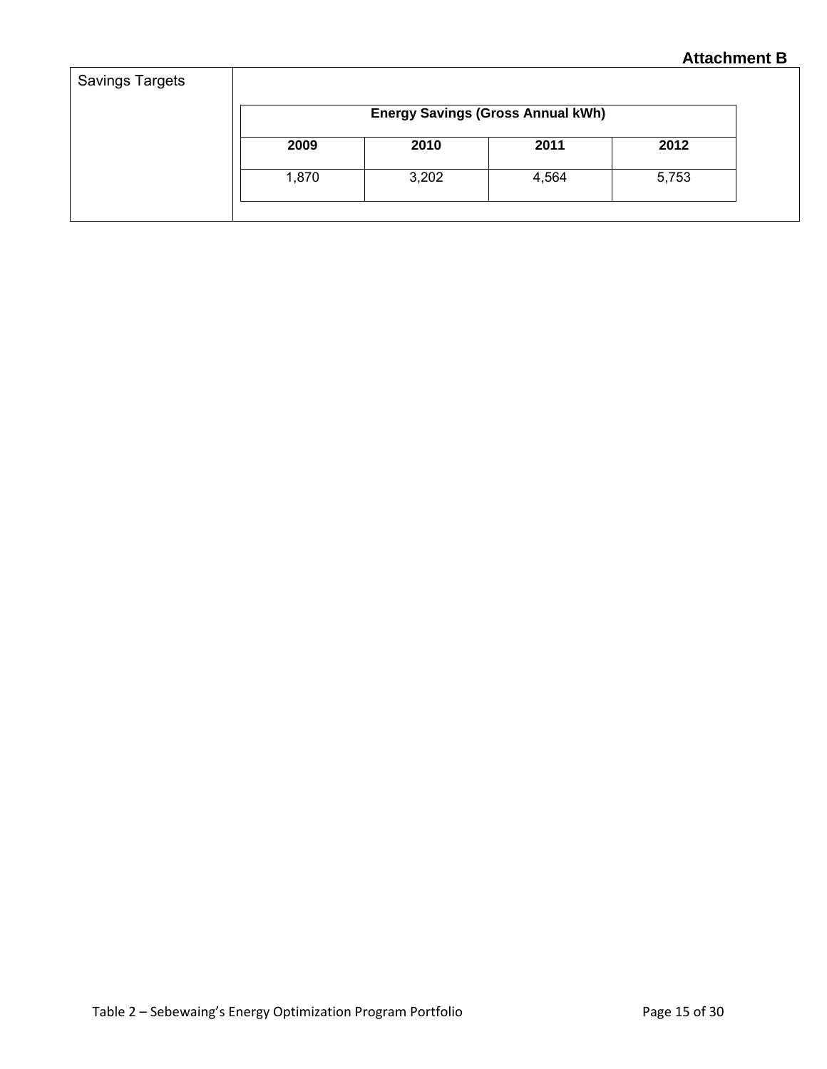**Attachment B**

| Savings Targets | Energy Savings (Gross Annual kWh) | | | |
|---|---|---|---|---|
| | **2009** | **2010** | **2011** | **2012** |
| | 1,870 | 3,202 | 4,564 | 5,753 |

Table 2 – Sebewaing's Energy Optimization Program Portfolio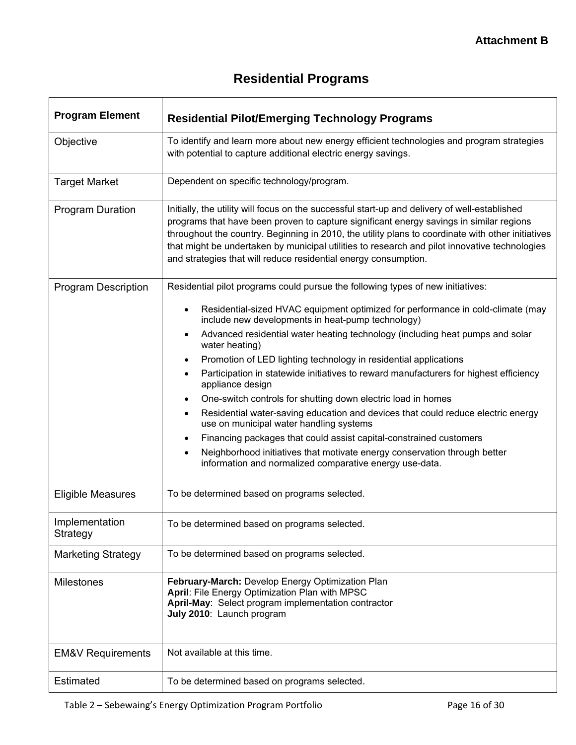**Attachment B**

# Residential Programs

| Program Element | Residential Pilot/Emerging Technology Programs |
|---|---|
| Objective | To identify and learn more about new energy efficient technologies and program strategies with potential to capture additional electric energy savings. |
| Target Market | Dependent on specific technology/program. |
| Program Duration | Initially, the utility will focus on the successful start-up and delivery of well-established programs that have been proven to capture significant energy savings in similar regions throughout the country. Beginning in 2010, the utility plans to coordinate with other initiatives that might be undertaken by municipal utilities to research and pilot innovative technologies and strategies that will reduce residential energy consumption. |
| Program Description | Residential pilot programs could pursue the following types of new initiatives:<br>• Residential-sized HVAC equipment optimized for performance in cold-climate (may include new developments in heat-pump technology)<br>• Advanced residential water heating technology (including heat pumps and solar water heating)<br>• Promotion of LED lighting technology in residential applications<br>• Participation in statewide initiatives to reward manufacturers for highest efficiency appliance design<br>• One-switch controls for shutting down electric load in homes<br>• Residential water-saving education and devices that could reduce electric energy use on municipal water handling systems<br>• Financing packages that could assist capital-constrained customers<br>• Neighborhood initiatives that motivate energy conservation through better information and normalized comparative energy use-data. |
| Eligible Measures | To be determined based on programs selected. |
| Implementation Strategy | To be determined based on programs selected. |
| Marketing Strategy | To be determined based on programs selected. |
| Milestones | **February-March:** Develop Energy Optimization Plan<br>**April**: File Energy Optimization Plan with MPSC<br>**April-May**: Select program implementation contractor<br>**July 2010**: Launch program |
| EM&V Requirements | Not available at this time. |
| Estimated | To be determined based on programs selected. |

Table 2 – Sebewaing's Energy Optimization Program Portfolio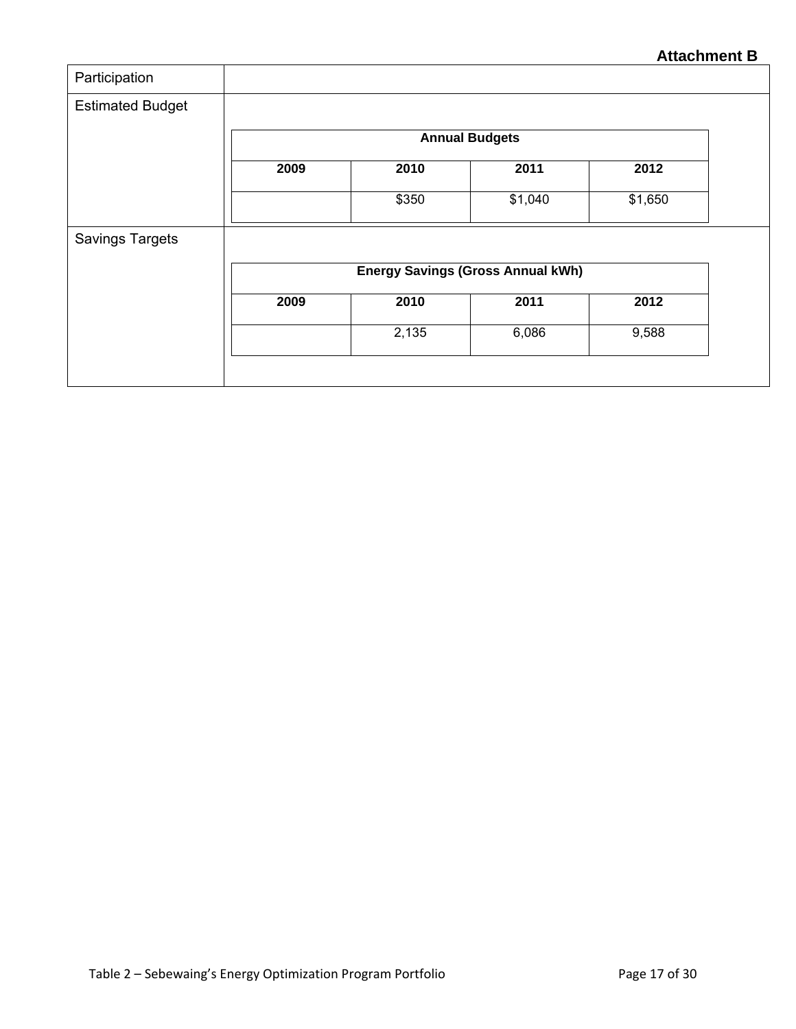**Attachment B**

| Participation | |
|---|---|
| Estimated Budget | **Annual Budgets**<br>**2009** \| **2010** \| **2011** \| **2012**<br>— \| $350 \| $1,040 \| $1,650 |
| Savings Targets | **Energy Savings (Gross Annual kWh)**<br>**2009** \| **2010** \| **2011** \| **2012**<br>— \| 2,135 \| 6,086 \| 9,588 |

**Annual Budgets**

| 2009 | 2010 | 2011 | 2012 |
|---|---|---|---|
| | $350 | $1,040 | $1,650 |

**Energy Savings (Gross Annual kWh)**

| 2009 | 2010 | 2011 | 2012 |
|---|---|---|---|
| | 2,135 | 6,086 | 9,588 |

Table 2 – Sebewaing's Energy Optimization Program Portfolio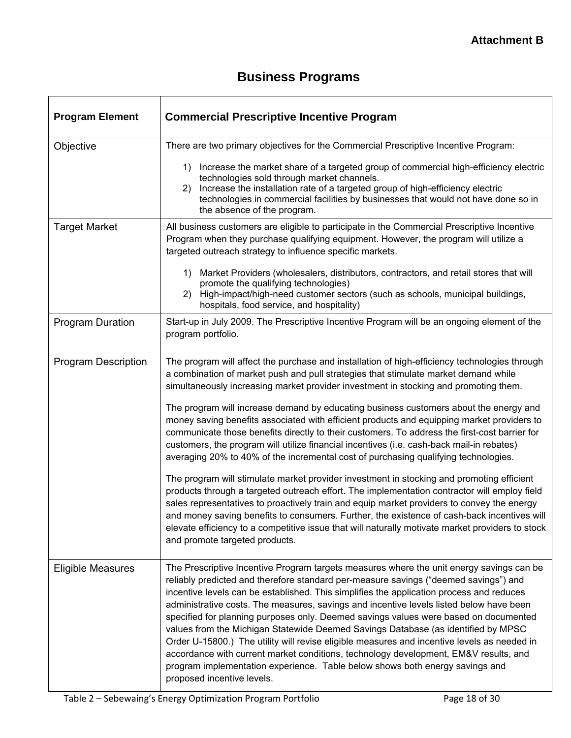**Attachment B**

# Business Programs

| Program Element | Commercial Prescriptive Incentive Program |
|---|---|
| Objective | There are two primary objectives for the Commercial Prescriptive Incentive Program:<br><br>1) Increase the market share of a targeted group of commercial high-efficiency electric technologies sold through market channels.<br>2) Increase the installation rate of a targeted group of high-efficiency electric technologies in commercial facilities by businesses that would not have done so in the absence of the program. |
| Target Market | All business customers are eligible to participate in the Commercial Prescriptive Incentive Program when they purchase qualifying equipment. However, the program will utilize a targeted outreach strategy to influence specific markets.<br><br>1) Market Providers (wholesalers, distributors, contractors, and retail stores that will promote the qualifying technologies)<br>2) High-impact/high-need customer sectors (such as schools, municipal buildings, hospitals, food service, and hospitality) |
| Program Duration | Start-up in July 2009. The Prescriptive Incentive Program will be an ongoing element of the program portfolio. |
| Program Description | The program will affect the purchase and installation of high-efficiency technologies through a combination of market push and pull strategies that stimulate market demand while simultaneously increasing market provider investment in stocking and promoting them.<br><br>The program will increase demand by educating business customers about the energy and money saving benefits associated with efficient products and equipping market providers to communicate those benefits directly to their customers. To address the first-cost barrier for customers, the program will utilize financial incentives (i.e. cash-back mail-in rebates) averaging 20% to 40% of the incremental cost of purchasing qualifying technologies.<br><br>The program will stimulate market provider investment in stocking and promoting efficient products through a targeted outreach effort. The implementation contractor will employ field sales representatives to proactively train and equip market providers to convey the energy and money saving benefits to consumers. Further, the existence of cash-back incentives will elevate efficiency to a competitive issue that will naturally motivate market providers to stock and promote targeted products. |
| Eligible Measures | The Prescriptive Incentive Program targets measures where the unit energy savings can be reliably predicted and therefore standard per-measure savings ("deemed savings") and incentive levels can be established. This simplifies the application process and reduces administrative costs. The measures, savings and incentive levels listed below have been specified for planning purposes only. Deemed savings values were based on documented values from the Michigan Statewide Deemed Savings Database (as identified by MPSC Order U-15800.) The utility will revise eligible measures and incentive levels as needed in accordance with current market conditions, technology development, EM&V results, and program implementation experience. Table below shows both energy savings and proposed incentive levels. |

Table 2 – Sebewaing's Energy Optimization Program Portfolio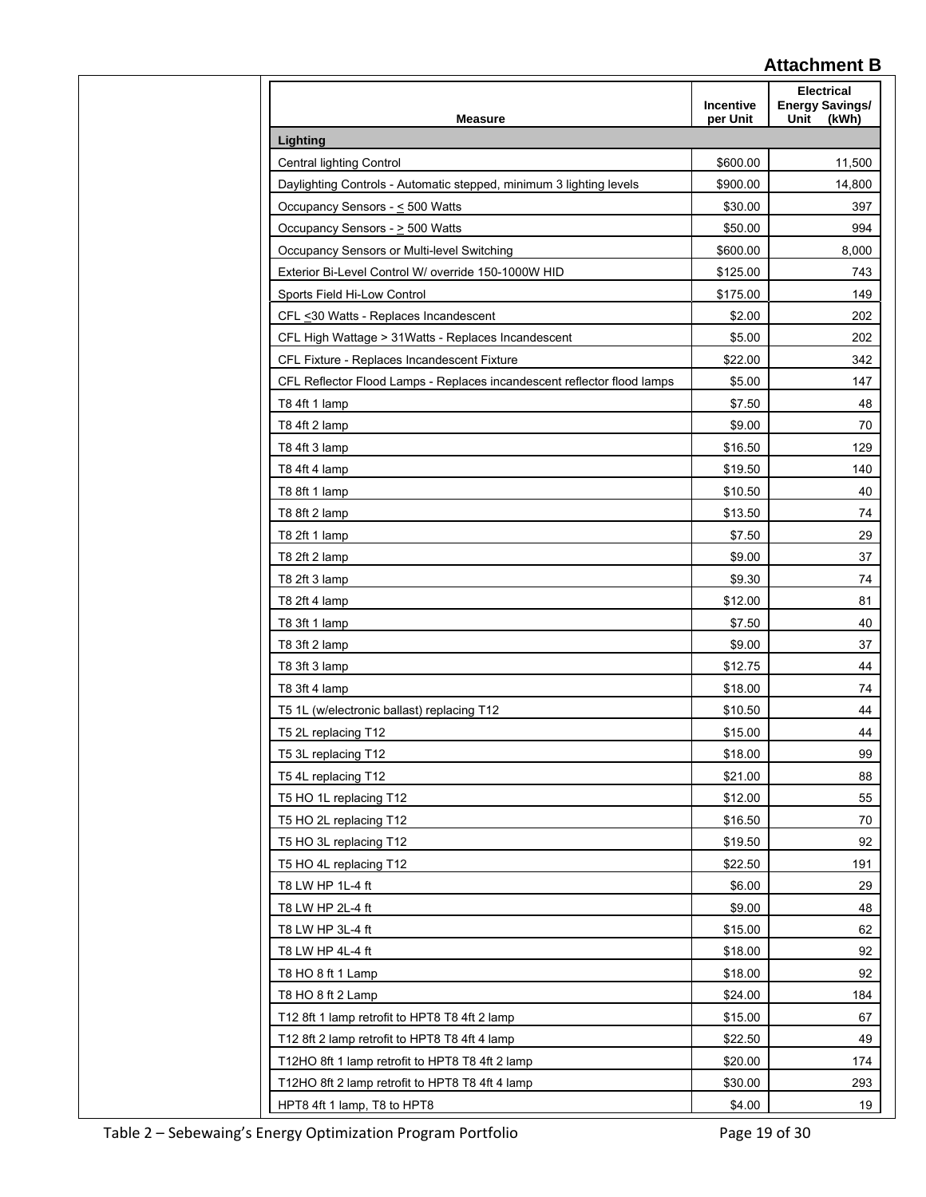**Attachment B**

| Measure | Incentive per Unit | Electrical Energy Savings/ Unit (kWh) |
|---|---|---|
| **Lighting** | | |
| Central lighting Control | $600.00 | 11,500 |
| Daylighting Controls - Automatic stepped, minimum 3 lighting levels | $900.00 | 14,800 |
| Occupancy Sensors - < 500 Watts | $30.00 | 397 |
| Occupancy Sensors - > 500 Watts | $50.00 | 994 |
| Occupancy Sensors or Multi-level Switching | $600.00 | 8,000 |
| Exterior Bi-Level Control W/ override 150-1000W HID | $125.00 | 743 |
| Sports Field Hi-Low Control | $175.00 | 149 |
| CFL <30 Watts - Replaces Incandescent | $2.00 | 202 |
| CFL High Wattage > 31Watts - Replaces Incandescent | $5.00 | 202 |
| CFL Fixture - Replaces Incandescent Fixture | $22.00 | 342 |
| CFL Reflector Flood Lamps - Replaces incandescent reflector flood lamps | $5.00 | 147 |
| T8 4ft 1 lamp | $7.50 | 48 |
| T8 4ft 2 lamp | $9.00 | 70 |
| T8 4ft 3 lamp | $16.50 | 129 |
| T8 4ft 4 lamp | $19.50 | 140 |
| T8 8ft 1 lamp | $10.50 | 40 |
| T8 8ft 2 lamp | $13.50 | 74 |
| T8 2ft 1 lamp | $7.50 | 29 |
| T8 2ft 2 lamp | $9.00 | 37 |
| T8 2ft 3 lamp | $9.30 | 74 |
| T8 2ft 4 lamp | $12.00 | 81 |
| T8 3ft 1 lamp | $7.50 | 40 |
| T8 3ft 2 lamp | $9.00 | 37 |
| T8 3ft 3 lamp | $12.75 | 44 |
| T8 3ft 4 lamp | $18.00 | 74 |
| T5 1L (w/electronic ballast) replacing T12 | $10.50 | 44 |
| T5 2L replacing T12 | $15.00 | 44 |
| T5 3L replacing T12 | $18.00 | 99 |
| T5 4L replacing T12 | $21.00 | 88 |
| T5 HO 1L replacing T12 | $12.00 | 55 |
| T5 HO 2L replacing T12 | $16.50 | 70 |
| T5 HO 3L replacing T12 | $19.50 | 92 |
| T5 HO 4L replacing T12 | $22.50 | 191 |
| T8 LW HP 1L-4 ft | $6.00 | 29 |
| T8 LW HP 2L-4 ft | $9.00 | 48 |
| T8 LW HP 3L-4 ft | $15.00 | 62 |
| T8 LW HP 4L-4 ft | $18.00 | 92 |
| T8 HO 8 ft 1 Lamp | $18.00 | 92 |
| T8 HO 8 ft 2 Lamp | $24.00 | 184 |
| T12 8ft 1 lamp retrofit to HPT8 T8 4ft 2 lamp | $15.00 | 67 |
| T12 8ft 2 lamp retrofit to HPT8 T8 4ft 4 lamp | $22.50 | 49 |
| T12HO 8ft 1 lamp retrofit to HPT8 T8 4ft 2 lamp | $20.00 | 174 |
| T12HO 8ft 2 lamp retrofit to HPT8 T8 4ft 4 lamp | $30.00 | 293 |
| HPT8 4ft 1 lamp, T8 to HPT8 | $4.00 | 19 |

Table 2 – Sebewaing's Energy Optimization Program Portfolio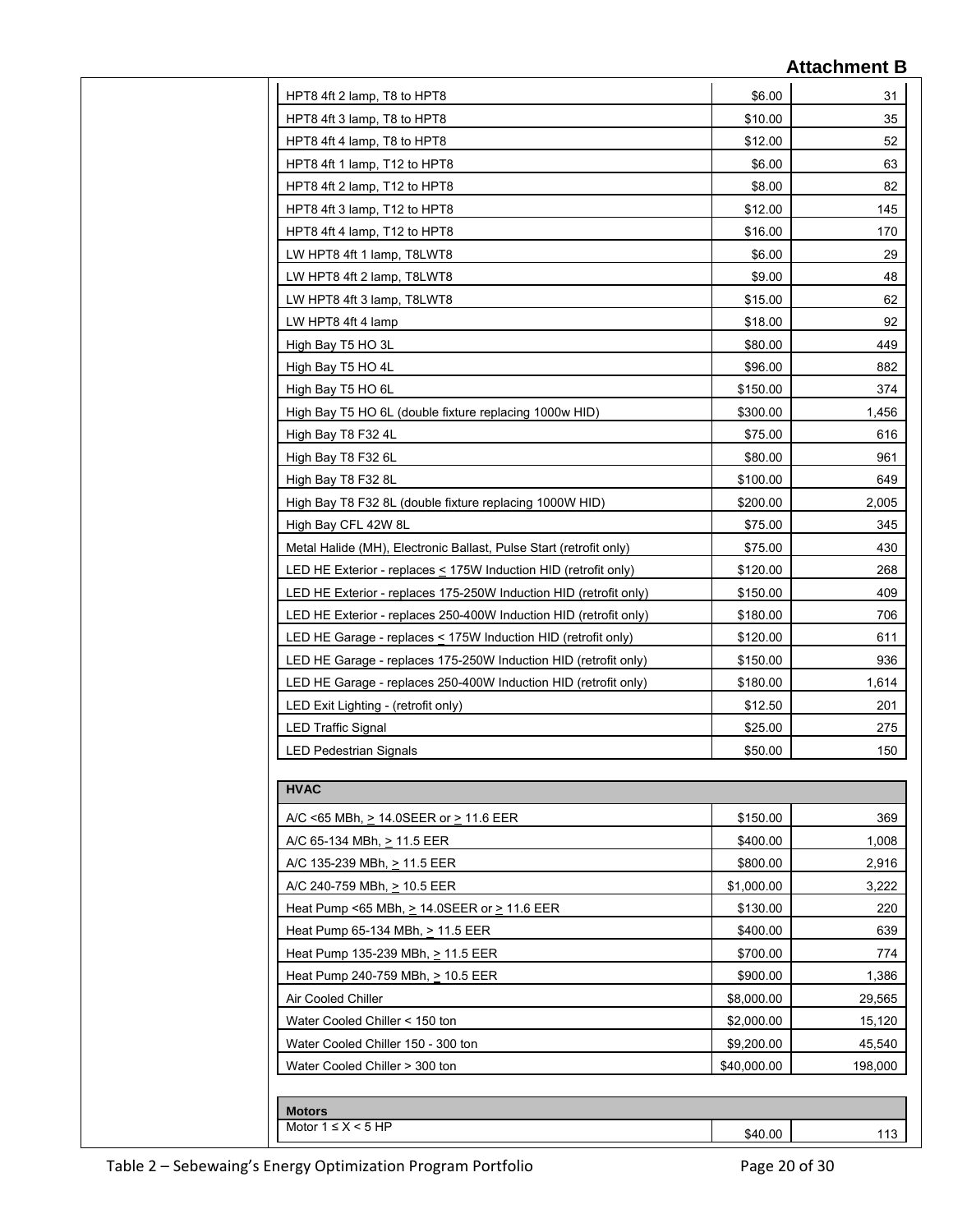# Attachment B

| | | |
|---|---|---|
| HPT8 4ft 2 lamp, T8 to HPT8 | $6.00 | 31 |
| HPT8 4ft 3 lamp, T8 to HPT8 | $10.00 | 35 |
| HPT8 4ft 4 lamp, T8 to HPT8 | $12.00 | 52 |
| HPT8 4ft 1 lamp, T12 to HPT8 | $6.00 | 63 |
| HPT8 4ft 2 lamp, T12 to HPT8 | $8.00 | 82 |
| HPT8 4ft 3 lamp, T12 to HPT8 | $12.00 | 145 |
| HPT8 4ft 4 lamp, T12 to HPT8 | $16.00 | 170 |
| LW HPT8 4ft 1 lamp, T8LWT8 | $6.00 | 29 |
| LW HPT8 4ft 2 lamp, T8LWT8 | $9.00 | 48 |
| LW HPT8 4ft 3 lamp, T8LWT8 | $15.00 | 62 |
| LW HPT8 4ft 4 lamp | $18.00 | 92 |
| High Bay T5 HO 3L | $80.00 | 449 |
| High Bay T5 HO 4L | $96.00 | 882 |
| High Bay T5 HO 6L | $150.00 | 374 |
| High Bay T5 HO 6L (double fixture replacing 1000w HID) | $300.00 | 1,456 |
| High Bay T8 F32 4L | $75.00 | 616 |
| High Bay T8 F32 6L | $80.00 | 961 |
| High Bay T8 F32 8L | $100.00 | 649 |
| High Bay T8 F32 8L (double fixture replacing 1000W HID) | $200.00 | 2,005 |
| High Bay CFL 42W 8L | $75.00 | 345 |
| Metal Halide (MH), Electronic Ballast, Pulse Start (retrofit only) | $75.00 | 430 |
| LED HE Exterior - replaces ≤ 175W Induction HID (retrofit only) | $120.00 | 268 |
| LED HE Exterior - replaces 175-250W Induction HID (retrofit only) | $150.00 | 409 |
| LED HE Exterior - replaces 250-400W Induction HID (retrofit only) | $180.00 | 706 |
| LED HE Garage - replaces ≤ 175W Induction HID (retrofit only) | $120.00 | 611 |
| LED HE Garage - replaces 175-250W Induction HID (retrofit only) | $150.00 | 936 |
| LED HE Garage - replaces 250-400W Induction HID (retrofit only) | $180.00 | 1,614 |
| LED Exit Lighting - (retrofit only) | $12.50 | 201 |
| LED Traffic Signal | $25.00 | 275 |
| LED Pedestrian Signals | $50.00 | 150 |

| **HVAC** | | |
|---|---|---|
| A/C <65 MBh, ≥ 14.0SEER or ≥ 11.6 EER | $150.00 | 369 |
| A/C 65-134 MBh, ≥ 11.5 EER | $400.00 | 1,008 |
| A/C 135-239 MBh, ≥ 11.5 EER | $800.00 | 2,916 |
| A/C 240-759 MBh, ≥ 10.5 EER | $1,000.00 | 3,222 |
| Heat Pump <65 MBh, ≥ 14.0SEER or ≥ 11.6 EER | $130.00 | 220 |
| Heat Pump 65-134 MBh, ≥ 11.5 EER | $400.00 | 639 |
| Heat Pump 135-239 MBh, ≥ 11.5 EER | $700.00 | 774 |
| Heat Pump 240-759 MBh, ≥ 10.5 EER | $900.00 | 1,386 |
| Air Cooled Chiller | $8,000.00 | 29,565 |
| Water Cooled Chiller < 150 ton | $2,000.00 | 15,120 |
| Water Cooled Chiller 150 - 300 ton | $9,200.00 | 45,540 |
| Water Cooled Chiller > 300 ton | $40,000.00 | 198,000 |

| **Motors** | | |
|---|---|---|
| Motor 1 ≤ X < 5 HP | $40.00 | 113 |

Table 2 – Sebewaing's Energy Optimization Program Portfolio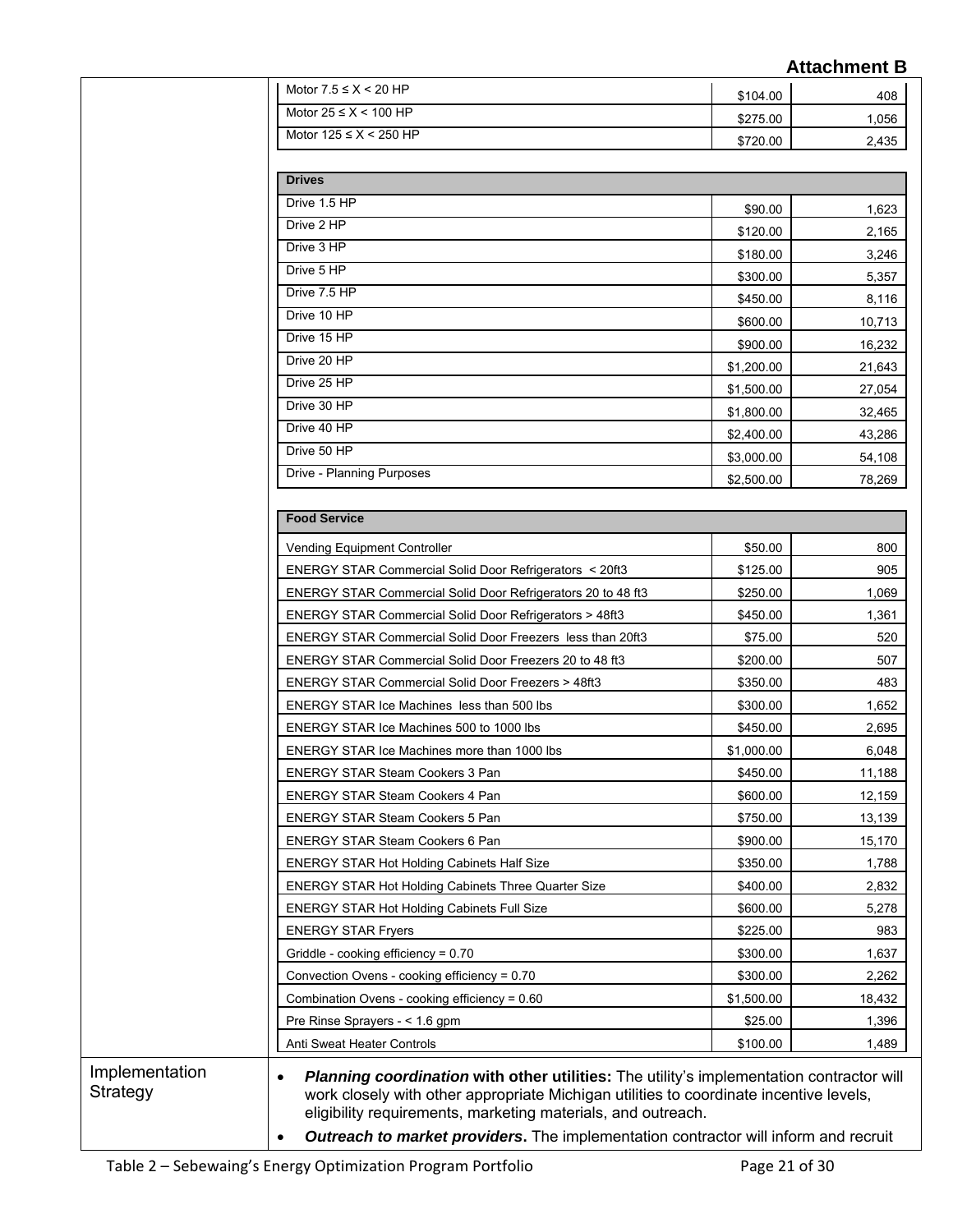# Attachment B

| | Measure | Incentive | Savings |
|---|---|---|---|
| | Motor 7.5 ≤ X < 20 HP | $104.00 | 408 |
| | Motor 25 ≤ X < 100 HP | $275.00 | 1,056 |
| | Motor 125 ≤ X < 250 HP | $720.00 | 2,435 |
| | **Drives** | | |
| | Drive 1.5 HP | $90.00 | 1,623 |
| | Drive 2 HP | $120.00 | 2,165 |
| | Drive 3 HP | $180.00 | 3,246 |
| | Drive 5 HP | $300.00 | 5,357 |
| | Drive 7.5 HP | $450.00 | 8,116 |
| | Drive 10 HP | $600.00 | 10,713 |
| | Drive 15 HP | $900.00 | 16,232 |
| | Drive 20 HP | $1,200.00 | 21,643 |
| | Drive 25 HP | $1,500.00 | 27,054 |
| | Drive 30 HP | $1,800.00 | 32,465 |
| | Drive 40 HP | $2,400.00 | 43,286 |
| | Drive 50 HP | $3,000.00 | 54,108 |
| | Drive - Planning Purposes | $2,500.00 | 78,269 |
| | **Food Service** | | |
| | Vending Equipment Controller | $50.00 | 800 |
| | ENERGY STAR Commercial Solid Door Refrigerators < 20ft3 | $125.00 | 905 |
| | ENERGY STAR Commercial Solid Door Refrigerators 20 to 48 ft3 | $250.00 | 1,069 |
| | ENERGY STAR Commercial Solid Door Refrigerators > 48ft3 | $450.00 | 1,361 |
| | ENERGY STAR Commercial Solid Door Freezers less than 20ft3 | $75.00 | 520 |
| | ENERGY STAR Commercial Solid Door Freezers 20 to 48 ft3 | $200.00 | 507 |
| | ENERGY STAR Commercial Solid Door Freezers > 48ft3 | $350.00 | 483 |
| | ENERGY STAR Ice Machines less than 500 lbs | $300.00 | 1,652 |
| | ENERGY STAR Ice Machines 500 to 1000 lbs | $450.00 | 2,695 |
| | ENERGY STAR Ice Machines more than 1000 lbs | $1,000.00 | 6,048 |
| | ENERGY STAR Steam Cookers 3 Pan | $450.00 | 11,188 |
| | ENERGY STAR Steam Cookers 4 Pan | $600.00 | 12,159 |
| | ENERGY STAR Steam Cookers 5 Pan | $750.00 | 13,139 |
| | ENERGY STAR Steam Cookers 6 Pan | $900.00 | 15,170 |
| | ENERGY STAR Hot Holding Cabinets Half Size | $350.00 | 1,788 |
| | ENERGY STAR Hot Holding Cabinets Three Quarter Size | $400.00 | 2,832 |
| | ENERGY STAR Hot Holding Cabinets Full Size | $600.00 | 5,278 |
| | ENERGY STAR Fryers | $225.00 | 983 |
| | Griddle - cooking efficiency = 0.70 | $300.00 | 1,637 |
| | Convection Ovens - cooking efficiency = 0.70 | $300.00 | 2,262 |
| | Combination Ovens - cooking efficiency = 0.60 | $1,500.00 | 18,432 |
| | Pre Rinse Sprayers - < 1.6 gpm | $25.00 | 1,396 |
| | Anti Sweat Heater Controls | $100.00 | 1,489 |
| Implementation Strategy | • ***Planning coordination* with other utilities:** The utility's implementation contractor will work closely with other appropriate Michigan utilities to coordinate incentive levels, eligibility requirements, marketing materials, and outreach. • ***Outreach to market providers*.** The implementation contractor will inform and recruit | | |

Table 2 – Sebewaing's Energy Optimization Program Portfolio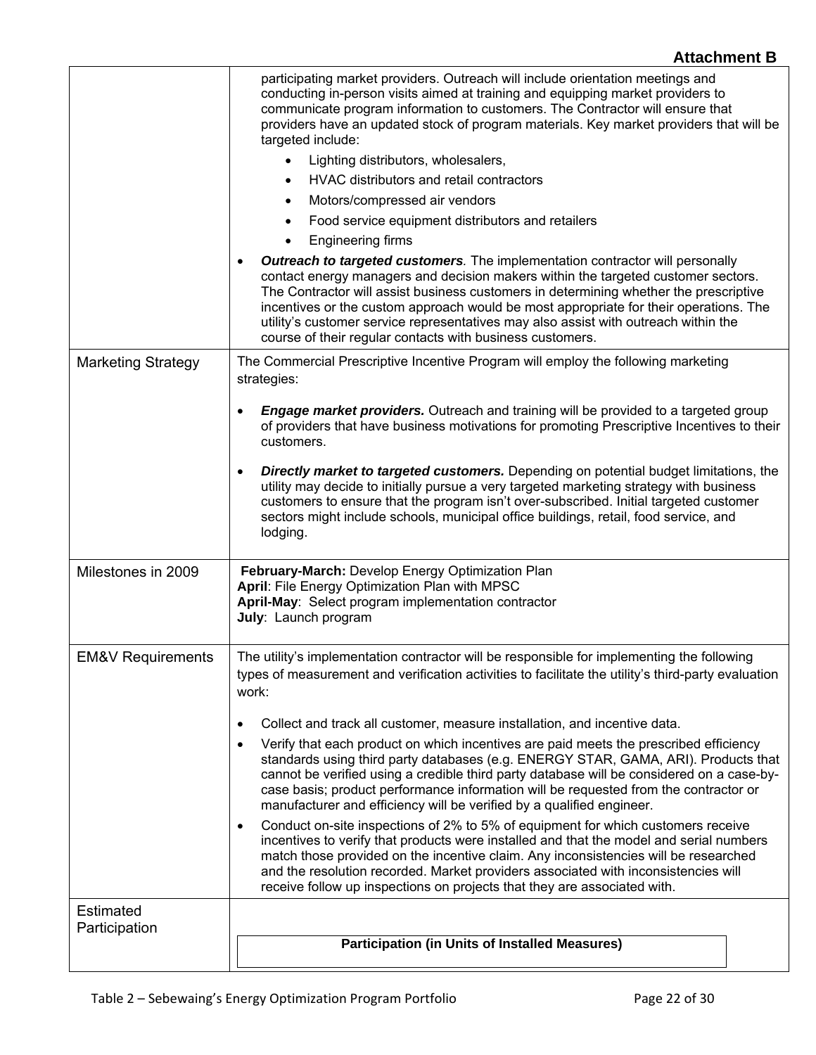**Attachment B**

| | |
|---|---|
| | participating market providers. Outreach will include orientation meetings and conducting in-person visits aimed at training and equipping market providers to communicate program information to customers. The Contractor will ensure that providers have an updated stock of program materials. Key market providers that will be targeted include:<br>• Lighting distributors, wholesalers,<br>• HVAC distributors and retail contractors<br>• Motors/compressed air vendors<br>• Food service equipment distributors and retailers<br>• Engineering firms<br>• ***Outreach to targeted customers**.* The implementation contractor will personally contact energy managers and decision makers within the targeted customer sectors. The Contractor will assist business customers in determining whether the prescriptive incentives or the custom approach would be most appropriate for their operations. The utility's customer service representatives may also assist with outreach within the course of their regular contacts with business customers. |
| Marketing Strategy | The Commercial Prescriptive Incentive Program will employ the following marketing strategies:<br>• ***Engage market providers.*** Outreach and training will be provided to a targeted group of providers that have business motivations for promoting Prescriptive Incentives to their customers.<br>• ***Directly market to targeted customers.*** Depending on potential budget limitations, the utility may decide to initially pursue a very targeted marketing strategy with business customers to ensure that the program isn't over-subscribed. Initial targeted customer sectors might include schools, municipal office buildings, retail, food service, and lodging. |
| Milestones in 2009 | **February-March:** Develop Energy Optimization Plan<br>**April**: File Energy Optimization Plan with MPSC<br>**April-May**: Select program implementation contractor<br>**July**: Launch program |
| EM&V Requirements | The utility's implementation contractor will be responsible for implementing the following types of measurement and verification activities to facilitate the utility's third-party evaluation work:<br>• Collect and track all customer, measure installation, and incentive data.<br>• Verify that each product on which incentives are paid meets the prescribed efficiency standards using third party databases (e.g. ENERGY STAR, GAMA, ARI). Products that cannot be verified using a credible third party database will be considered on a case-by-case basis; product performance information will be requested from the contractor or manufacturer and efficiency will be verified by a qualified engineer.<br>• Conduct on-site inspections of 2% to 5% of equipment for which customers receive incentives to verify that products were installed and that the model and serial numbers match those provided on the incentive claim. Any inconsistencies will be researched and the resolution recorded. Market providers associated with inconsistencies will receive follow up inspections on projects that they are associated with. |
| Estimated Participation | **Participation (in Units of Installed Measures)** |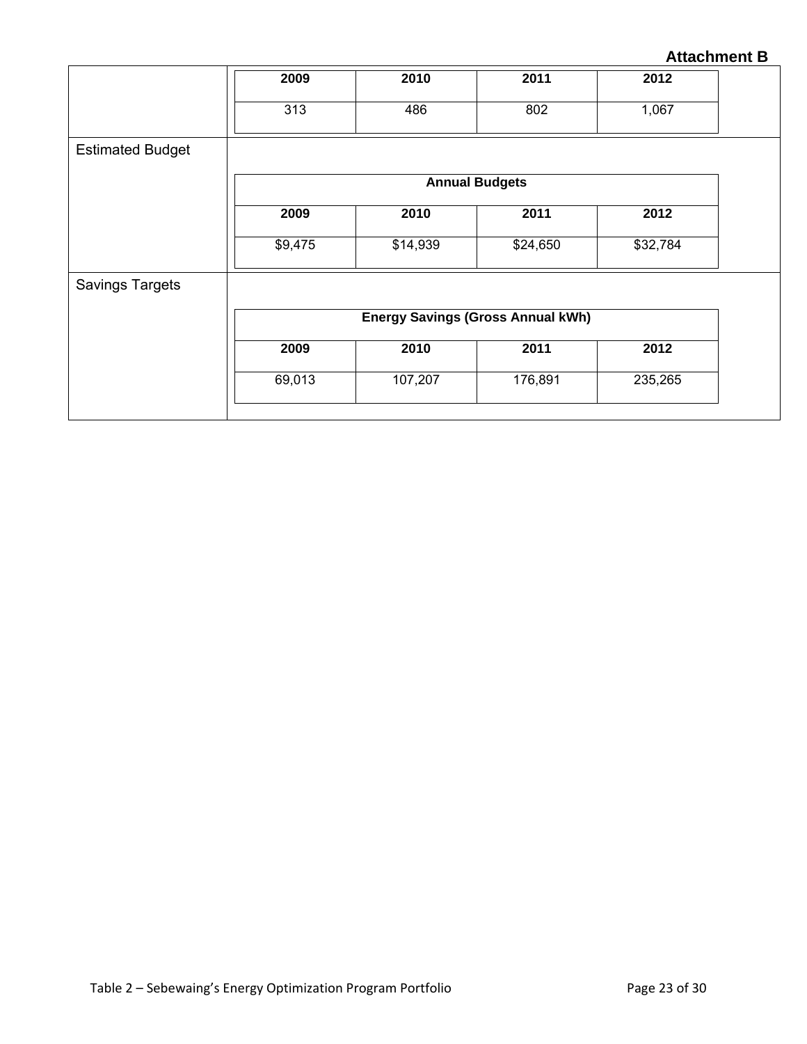**Attachment B**

| | 2009 | 2010 | 2011 | 2012 |
|---|---|---|---|---|
| | 313 | 486 | 802 | 1,067 |
| Estimated Budget | **Annual Budgets** | | | |
| | **2009** | **2010** | **2011** | **2012** |
| | $9,475 | $14,939 | $24,650 | $32,784 |
| Savings Targets | **Energy Savings (Gross Annual kWh)** | | | |
| | **2009** | **2010** | **2011** | **2012** |
| | 69,013 | 107,207 | 176,891 | 235,265 |

Table 2 – Sebewaing's Energy Optimization Program Portfolio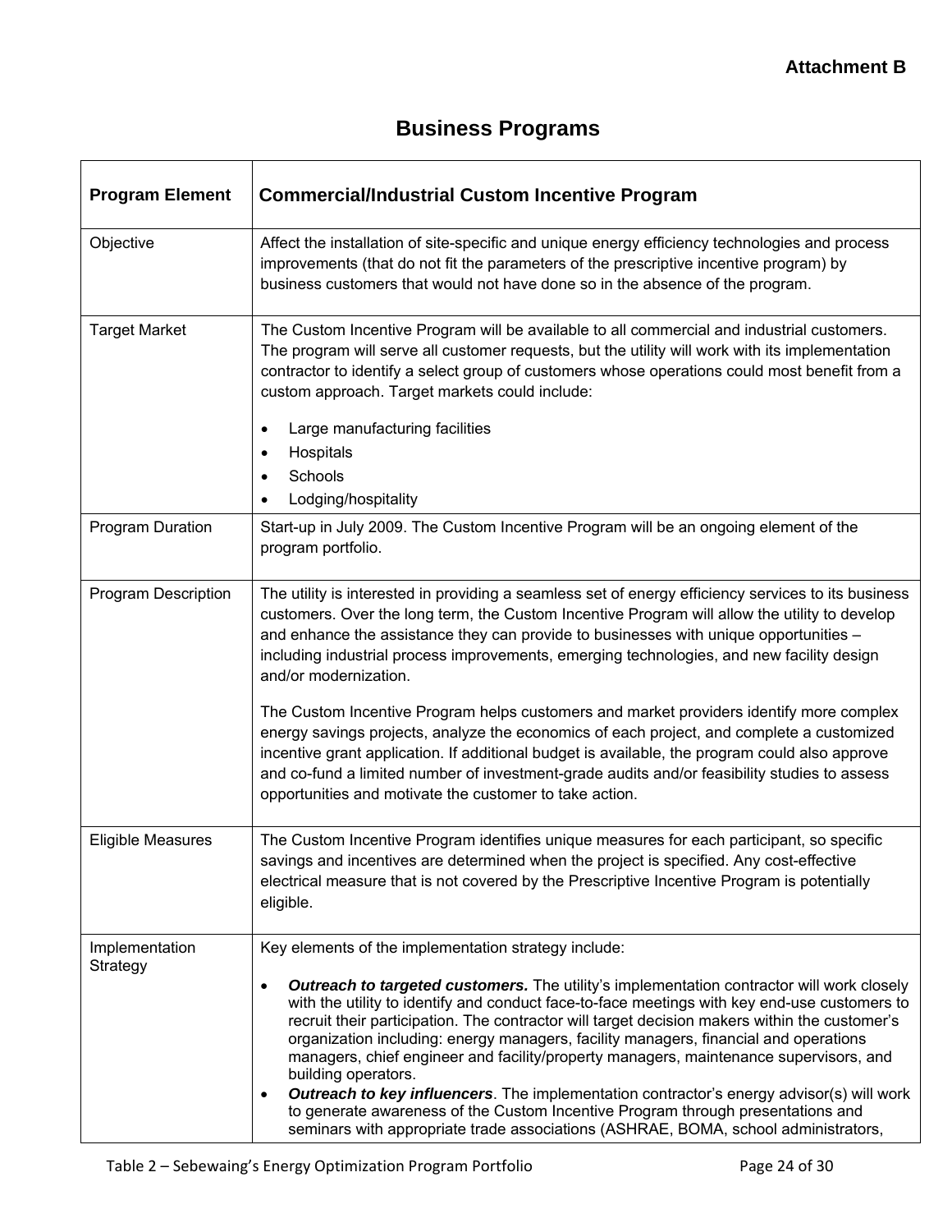**Attachment B**

# Business Programs

| Program Element | Commercial/Industrial Custom Incentive Program |
|---|---|
| Objective | Affect the installation of site-specific and unique energy efficiency technologies and process improvements (that do not fit the parameters of the prescriptive incentive program) by business customers that would not have done so in the absence of the program. |
| Target Market | The Custom Incentive Program will be available to all commercial and industrial customers. The program will serve all customer requests, but the utility will work with its implementation contractor to identify a select group of customers whose operations could most benefit from a custom approach. Target markets could include:<br>• Large manufacturing facilities<br>• Hospitals<br>• Schools<br>• Lodging/hospitality |
| Program Duration | Start-up in July 2009. The Custom Incentive Program will be an ongoing element of the program portfolio. |
| Program Description | The utility is interested in providing a seamless set of energy efficiency services to its business customers. Over the long term, the Custom Incentive Program will allow the utility to develop and enhance the assistance they can provide to businesses with unique opportunities – including industrial process improvements, emerging technologies, and new facility design and/or modernization.<br><br>The Custom Incentive Program helps customers and market providers identify more complex energy savings projects, analyze the economics of each project, and complete a customized incentive grant application. If additional budget is available, the program could also approve and co-fund a limited number of investment-grade audits and/or feasibility studies to assess opportunities and motivate the customer to take action. |
| Eligible Measures | The Custom Incentive Program identifies unique measures for each participant, so specific savings and incentives are determined when the project is specified. Any cost-effective electrical measure that is not covered by the Prescriptive Incentive Program is potentially eligible. |
| Implementation Strategy | Key elements of the implementation strategy include:<br>• ***Outreach to targeted customers.*** The utility's implementation contractor will work closely with the utility to identify and conduct face-to-face meetings with key end-use customers to recruit their participation. The contractor will target decision makers within the customer's organization including: energy managers, facility managers, financial and operations managers, chief engineer and facility/property managers, maintenance supervisors, and building operators.<br>• ***Outreach to key influencers***. The implementation contractor's energy advisor(s) will work to generate awareness of the Custom Incentive Program through presentations and seminars with appropriate trade associations (ASHRAE, BOMA, school administrators, |

Table 2 – Sebewaing's Energy Optimization Program Portfolio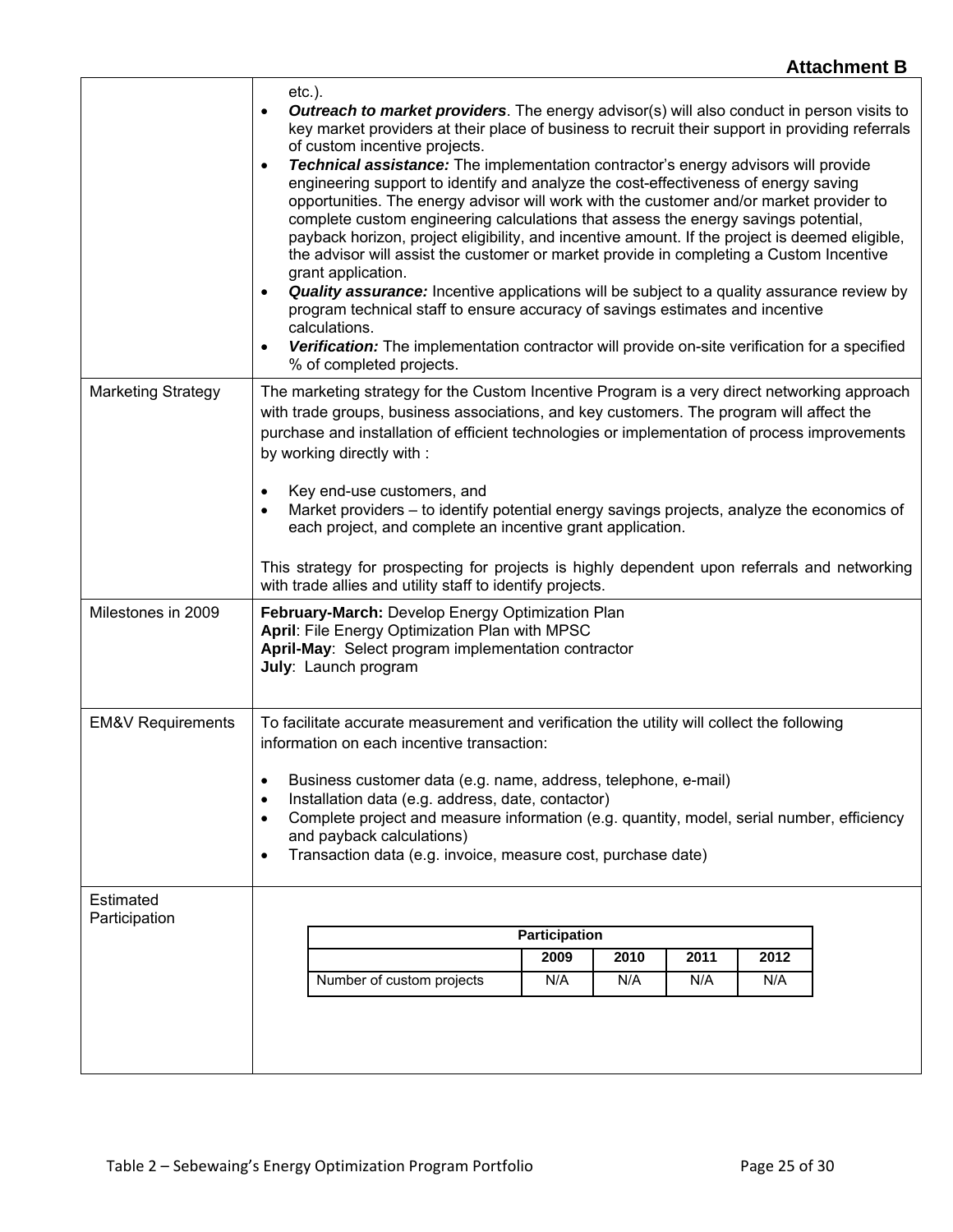**Attachment B**

| | |
|---|---|
| | etc.).<br>• ***Outreach to market providers***. The energy advisor(s) will also conduct in person visits to key market providers at their place of business to recruit their support in providing referrals of custom incentive projects.<br>• ***Technical assistance:*** The implementation contractor's energy advisors will provide engineering support to identify and analyze the cost-effectiveness of energy saving opportunities. The energy advisor will work with the customer and/or market provider to complete custom engineering calculations that assess the energy savings potential, payback horizon, project eligibility, and incentive amount. If the project is deemed eligible, the advisor will assist the customer or market provide in completing a Custom Incentive grant application.<br>• ***Quality assurance:*** Incentive applications will be subject to a quality assurance review by program technical staff to ensure accuracy of savings estimates and incentive calculations.<br>• ***Verification:*** The implementation contractor will provide on-site verification for a specified % of completed projects. |
| Marketing Strategy | The marketing strategy for the Custom Incentive Program is a very direct networking approach with trade groups, business associations, and key customers. The program will affect the purchase and installation of efficient technologies or implementation of process improvements by working directly with :<br><br>• Key end-use customers, and<br>• Market providers – to identify potential energy savings projects, analyze the economics of each project, and complete an incentive grant application.<br><br>This strategy for prospecting for projects is highly dependent upon referrals and networking with trade allies and utility staff to identify projects. |
| Milestones in 2009 | **February-March:** Develop Energy Optimization Plan<br>**April**: File Energy Optimization Plan with MPSC<br>**April-May**: Select program implementation contractor<br>**July**: Launch program |
| EM&V Requirements | To facilitate accurate measurement and verification the utility will collect the following information on each incentive transaction:<br><br>• Business customer data (e.g. name, address, telephone, e-mail)<br>• Installation data (e.g. address, date, contactor)<br>• Complete project and measure information (e.g. quantity, model, serial number, efficiency and payback calculations)<br>• Transaction data (e.g. invoice, measure cost, purchase date) |
| Estimated Participation | See table below |

| Participation | | | | |
|---|---|---|---|---|
| | **2009** | **2010** | **2011** | **2012** |
| Number of custom projects | N/A | N/A | N/A | N/A |

Table 2 – Sebewaing's Energy Optimization Program Portfolio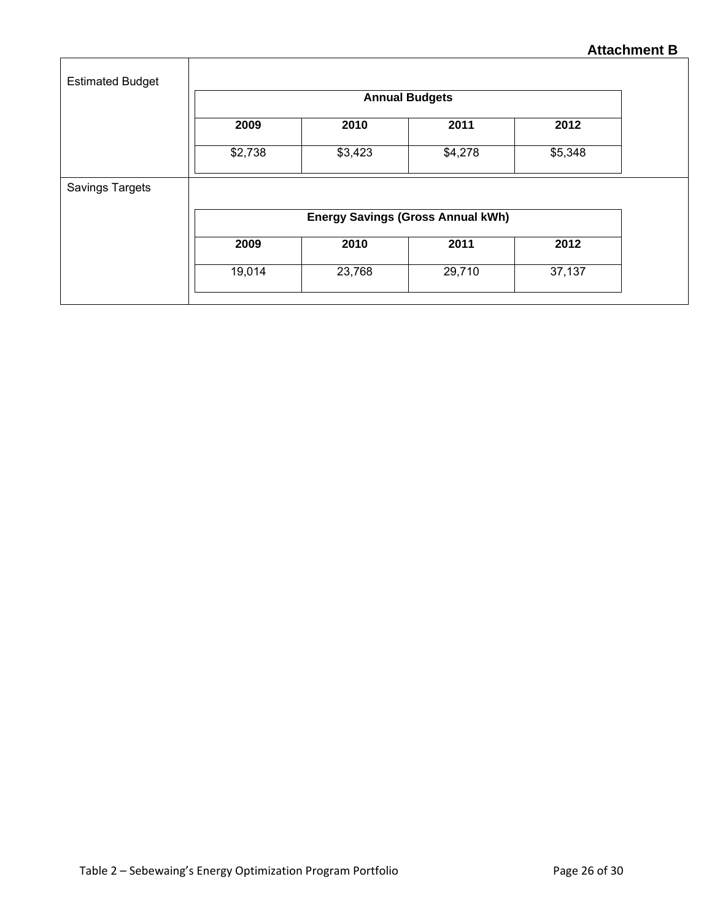**Attachment B**

| Estimated Budget | Annual Budgets | | | |
|---|---|---|---|---|
| | **2009** | **2010** | **2011** | **2012** |
| | $2,738 | $3,423 | $4,278 | $5,348 |
| **Savings Targets** | **Energy Savings (Gross Annual kWh)** | | | |
| | **2009** | **2010** | **2011** | **2012** |
| | 19,014 | 23,768 | 29,710 | 37,137 |

Table 2 – Sebewaing's Energy Optimization Program Portfolio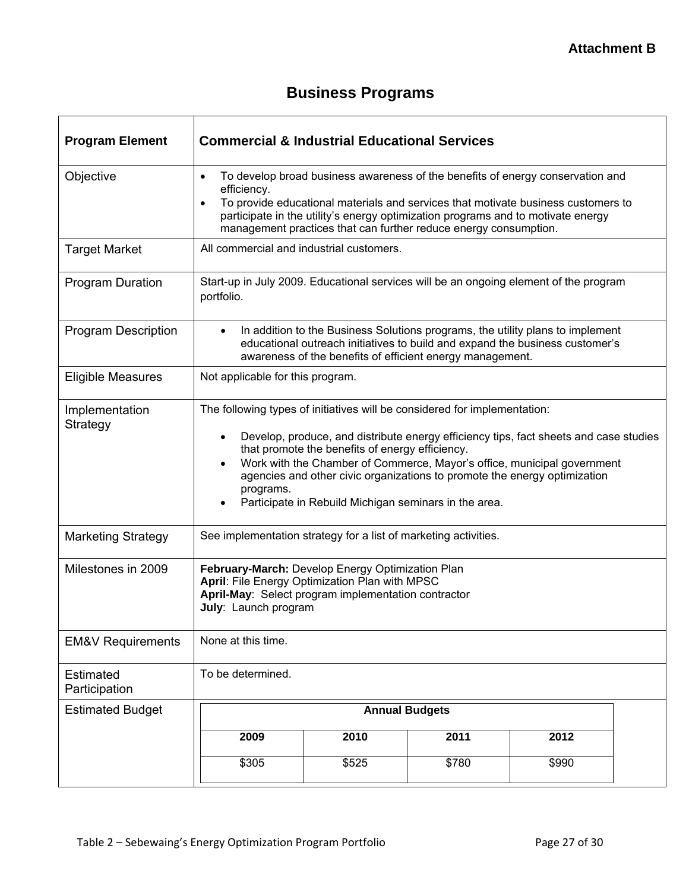**Attachment B**

# Business Programs

| Program Element | Commercial & Industrial Educational Services |
|---|---|
| Objective | • To develop broad business awareness of the benefits of energy conservation and efficiency.<br>• To provide educational materials and services that motivate business customers to participate in the utility's energy optimization programs and to motivate energy management practices that can further reduce energy consumption. |
| Target Market | All commercial and industrial customers. |
| Program Duration | Start-up in July 2009. Educational services will be an ongoing element of the program portfolio. |
| Program Description | • In addition to the Business Solutions programs, the utility plans to implement educational outreach initiatives to build and expand the business customer's awareness of the benefits of efficient energy management. |
| Eligible Measures | Not applicable for this program. |
| Implementation Strategy | The following types of initiatives will be considered for implementation:<br><br>• Develop, produce, and distribute energy efficiency tips, fact sheets and case studies that promote the benefits of energy efficiency.<br>• Work with the Chamber of Commerce, Mayor's office, municipal government agencies and other civic organizations to promote the energy optimization programs.<br>• Participate in Rebuild Michigan seminars in the area. |
| Marketing Strategy | See implementation strategy for a list of marketing activities. |
| Milestones in 2009 | **February-March:** Develop Energy Optimization Plan<br>**April**: File Energy Optimization Plan with MPSC<br>**April-May**: Select program implementation contractor<br>**July**: Launch program |
| EM&V Requirements | None at this time. |
| Estimated Participation | To be determined. |
| Estimated Budget | See Annual Budgets below. |

**Annual Budgets**

| 2009 | 2010 | 2011 | 2012 |
|---|---|---|---|
| $305 | $525 | $780 | $990 |

Table 2 – Sebewaing's Energy Optimization Program Portfolio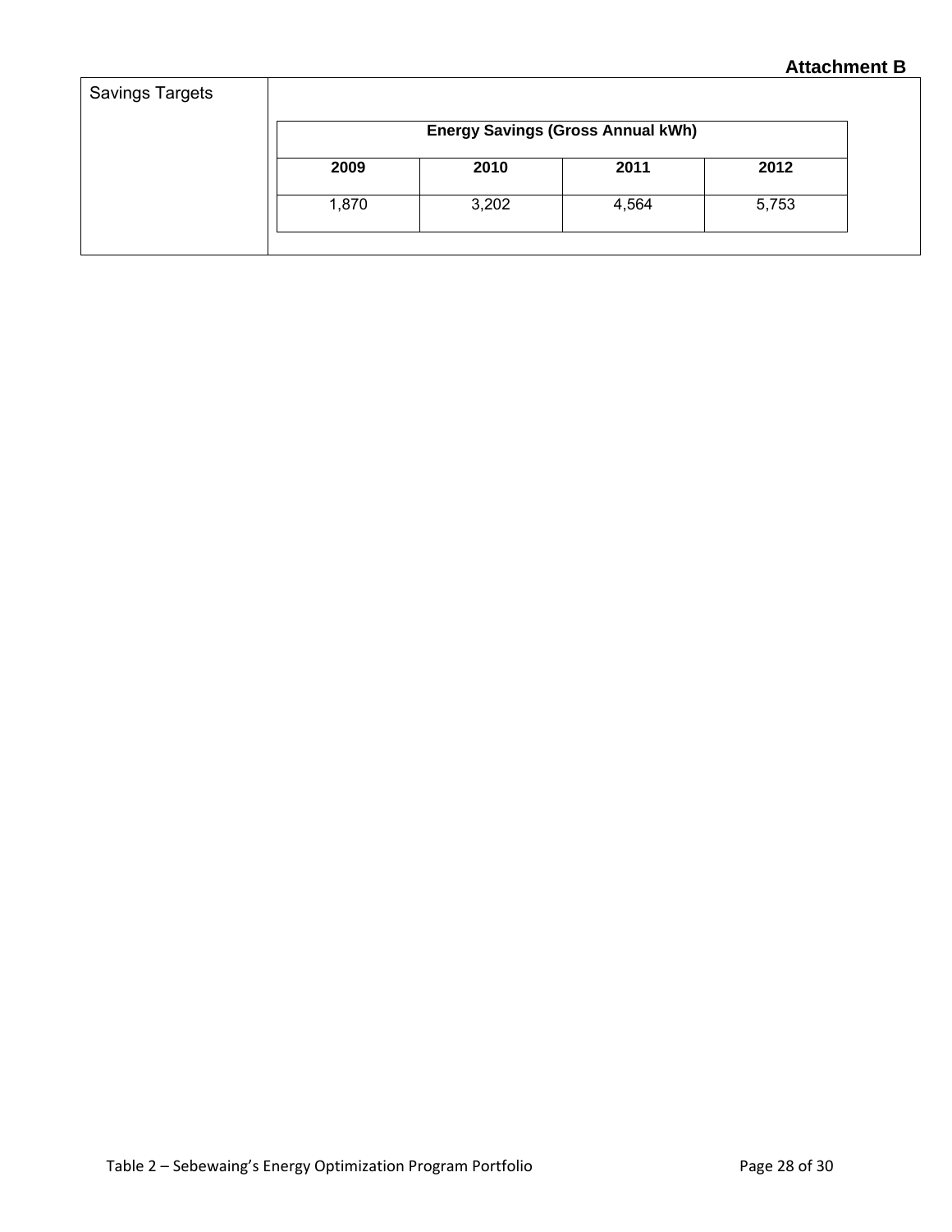| Savings Targets | Energy Savings (Gross Annual kWh) | | | |
|---|---|---|---|---|
| | **2009** | **2010** | **2011** | **2012** |
| | 1,870 | 3,202 | 4,564 | 5,753 |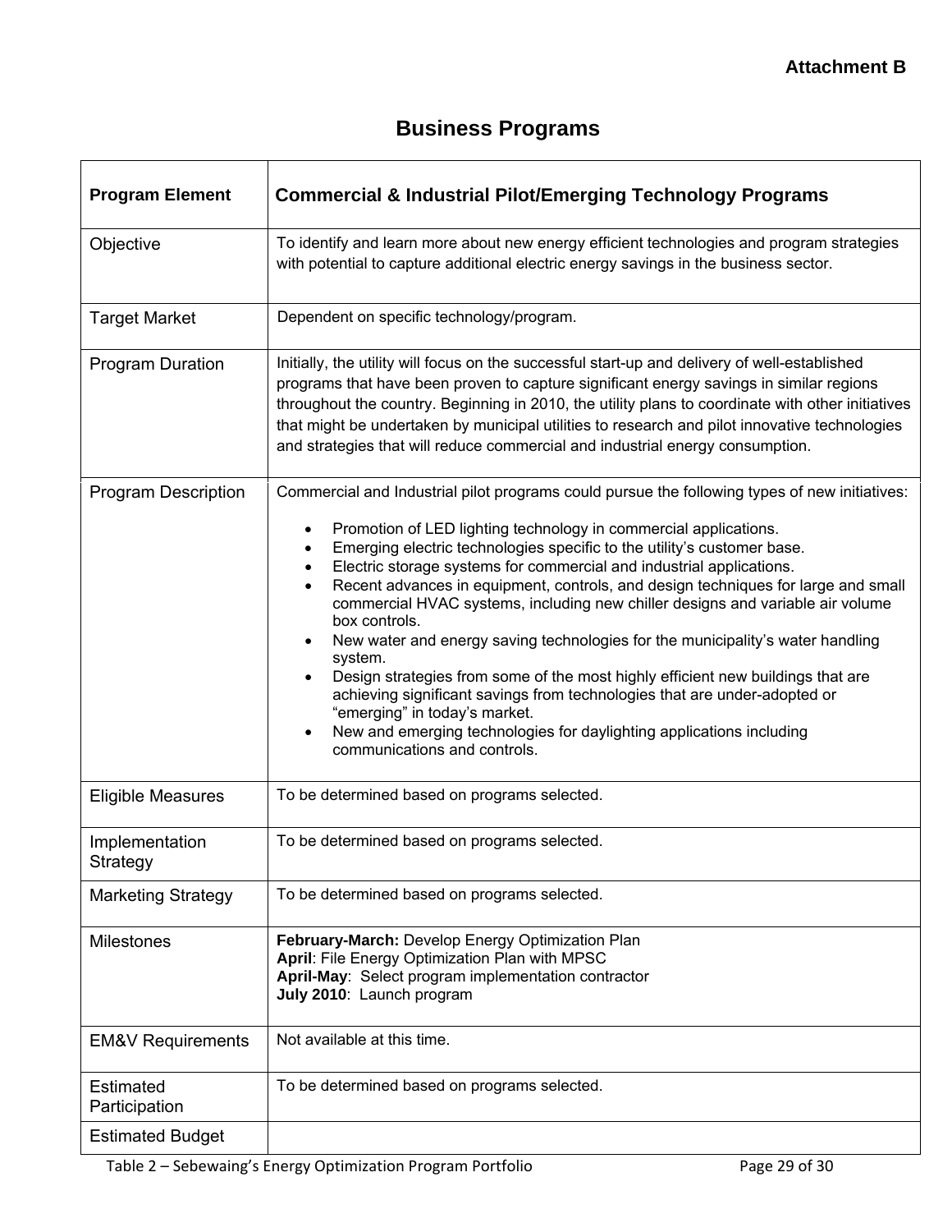**Attachment B**

# Business Programs

| Program Element | Commercial & Industrial Pilot/Emerging Technology Programs |
|---|---|
| Objective | To identify and learn more about new energy efficient technologies and program strategies with potential to capture additional electric energy savings in the business sector. |
| Target Market | Dependent on specific technology/program. |
| Program Duration | Initially, the utility will focus on the successful start-up and delivery of well-established programs that have been proven to capture significant energy savings in similar regions throughout the country. Beginning in 2010, the utility plans to coordinate with other initiatives that might be undertaken by municipal utilities to research and pilot innovative technologies and strategies that will reduce commercial and industrial energy consumption. |
| Program Description | Commercial and Industrial pilot programs could pursue the following types of new initiatives:<br><br>• Promotion of LED lighting technology in commercial applications.<br>• Emerging electric technologies specific to the utility's customer base.<br>• Electric storage systems for commercial and industrial applications.<br>• Recent advances in equipment, controls, and design techniques for large and small commercial HVAC systems, including new chiller designs and variable air volume box controls.<br>• New water and energy saving technologies for the municipality's water handling system.<br>• Design strategies from some of the most highly efficient new buildings that are achieving significant savings from technologies that are under-adopted or "emerging" in today's market.<br>• New and emerging technologies for daylighting applications including communications and controls. |
| Eligible Measures | To be determined based on programs selected. |
| Implementation Strategy | To be determined based on programs selected. |
| Marketing Strategy | To be determined based on programs selected. |
| Milestones | **February-March:** Develop Energy Optimization Plan<br>**April**: File Energy Optimization Plan with MPSC<br>**April-May**: Select program implementation contractor<br>**July 2010**: Launch program |
| EM&V Requirements | Not available at this time. |
| Estimated Participation | To be determined based on programs selected. |
| Estimated Budget | |

Table 2 – Sebewaing's Energy Optimization Program Portfolio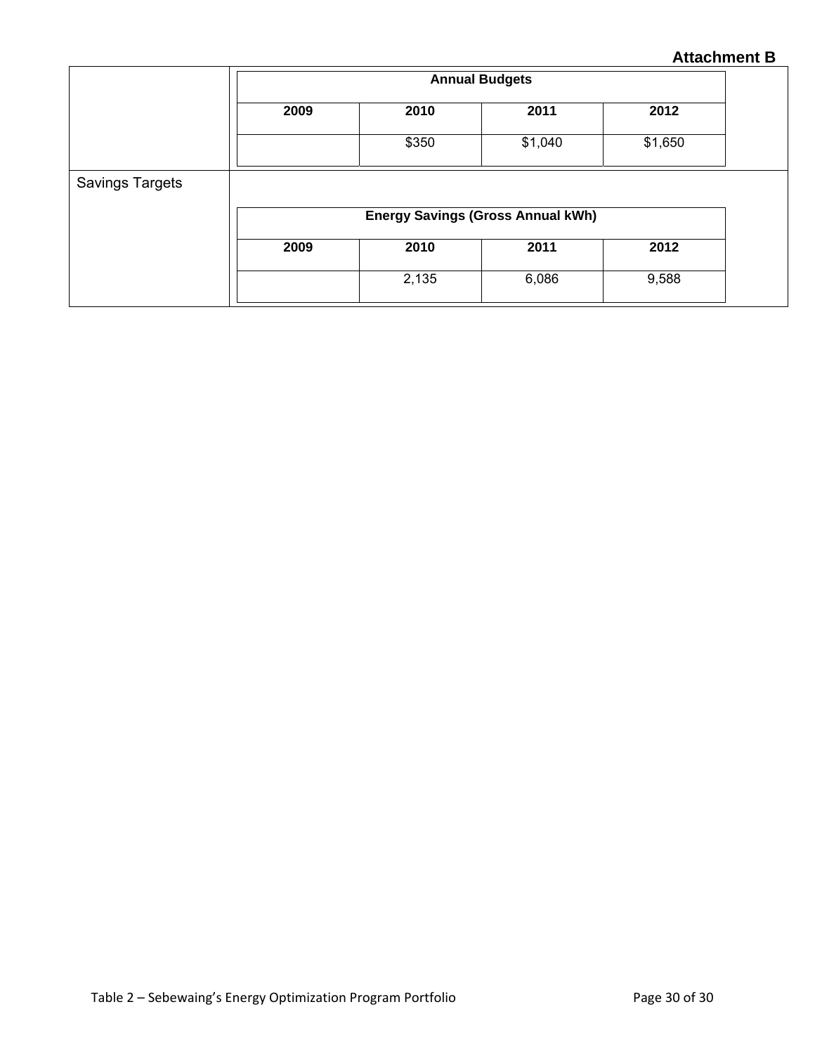**Attachment B**

| | Annual Budgets | | | |
|---|---|---|---|---|
| | **2009** | **2010** | **2011** | **2012** |
| | | $350 | $1,040 | $1,650 |
| Savings Targets | **Energy Savings (Gross Annual kWh)** | | | |
| | **2009** | **2010** | **2011** | **2012** |
| | | 2,135 | 6,086 | 9,588 |

Table 2 – Sebewaing's Energy Optimization Program Portfolio